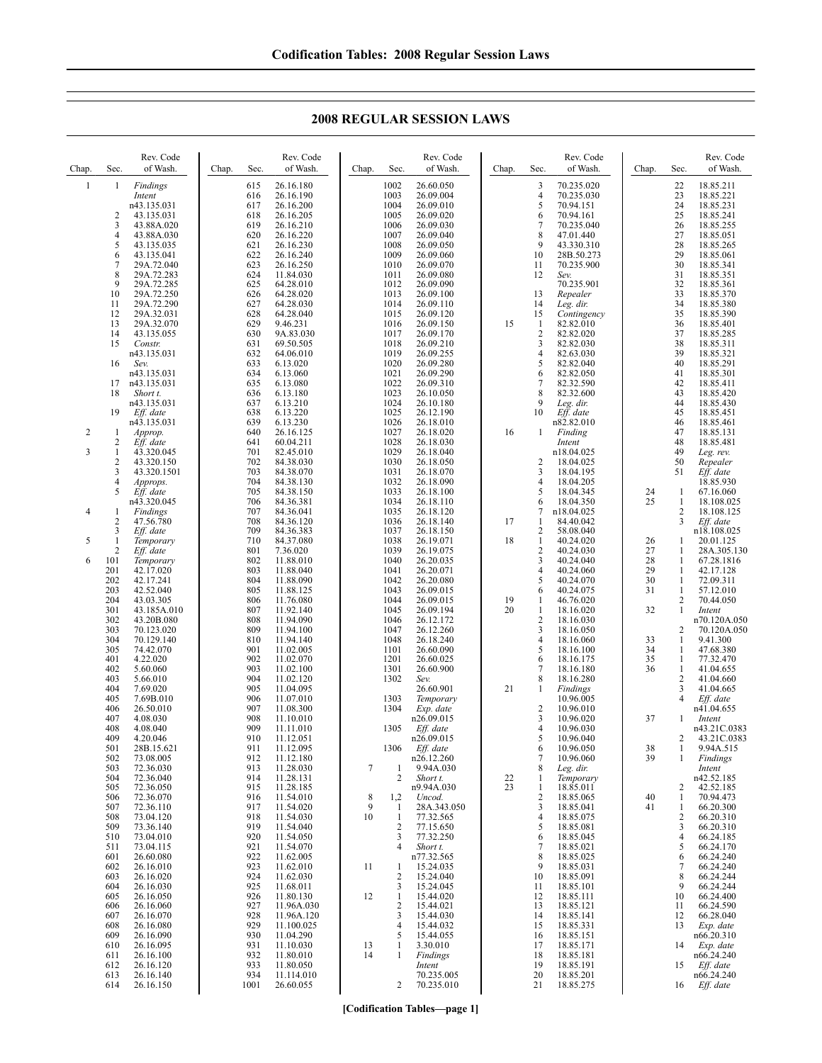## 2008 REGULAR SESSION LAWS

| Chap. | Sec. | Rev. Code of Wash. |
|---|---|---|
| 1 | 1 | *Findings* *Intent* n43.135.031 |
| | 2 | 43.135.031 |
| | 3 | 43.88A.020 |
| | 4 | 43.88A.030 |
| | 5 | 43.135.035 |
| | 6 | 43.135.041 |
| | 7 | 29A.72.040 |
| | 8 | 29A.72.283 |
| | 9 | 29A.72.285 |
| | 10 | 29A.72.250 |
| | 11 | 29A.72.290 |
| | 12 | 29A.32.031 |
| | 13 | 29A.32.070 |
| | 14 | 43.135.055 |
| | 15 | *Constr.* n43.135.031 |
| | 16 | *Sev.* n43.135.031 |
| | 17 | n43.135.031 |
| | 18 | *Short t.* n43.135.031 |
| | 19 | *Eff. date* n43.135.031 |
| 2 | 1 | *Approp.* |
| | 2 | *Eff. date* |
| 3 | 1 | 43.320.045 |
| | 2 | 43.320.150 |
| | 3 | 43.320.1501 |
| | 4 | *Approps.* |
| | 5 | *Eff. date* n43.320.045 |
| 4 | 1 | *Findings* |
| | 2 | 47.56.780 |
| | 3 | *Eff. date* |
| 5 | 1 | *Temporary* |
| | 2 | *Eff. date* |
| 6 | 101 | *Temporary* |
| | 201 | 42.17.020 |
| | 202 | 42.17.241 |
| | 203 | 42.52.040 |
| | 204 | 43.03.305 |
| | 301 | 43.185A.010 |
| | 302 | 43.20B.080 |
| | 303 | 70.123.020 |
| | 304 | 70.129.140 |
| | 305 | 74.42.070 |
| | 401 | 4.22.020 |
| | 402 | 5.60.060 |
| | 403 | 5.66.010 |
| | 404 | 7.69.020 |
| | 405 | 7.69B.010 |
| | 406 | 26.50.010 |
| | 407 | 4.08.030 |
| | 408 | 4.08.040 |
| | 409 | 4.20.046 |
| | 501 | 28B.15.621 |
| | 502 | 73.08.005 |
| | 503 | 72.36.030 |
| | 504 | 72.36.040 |
| | 505 | 72.36.050 |
| | 506 | 72.36.070 |
| | 507 | 72.36.110 |
| | 508 | 73.04.120 |
| | 509 | 73.36.140 |
| | 510 | 73.04.010 |
| | 511 | 73.04.115 |
| | 601 | 26.60.080 |
| | 602 | 26.16.010 |
| | 603 | 26.16.020 |
| | 604 | 26.16.030 |
| | 605 | 26.16.050 |
| | 606 | 26.16.060 |
| | 607 | 26.16.070 |
| | 608 | 26.16.080 |
| | 609 | 26.16.090 |
| | 610 | 26.16.095 |
| | 611 | 26.16.100 |
| | 612 | 26.16.120 |
| | 613 | 26.16.140 |
| | 614 | 26.16.150 |
| | 615 | 26.16.180 |
| | 616 | 26.16.190 |
| | 617 | 26.16.200 |
| | 618 | 26.16.205 |
| | 619 | 26.16.210 |
| | 620 | 26.16.220 |
| | 621 | 26.16.230 |
| | 622 | 26.16.240 |
| | 623 | 26.16.250 |
| | 624 | 11.84.030 |
| | 625 | 64.28.010 |
| | 626 | 64.28.020 |
| | 627 | 64.28.030 |
| | 628 | 64.28.040 |
| | 629 | 9.46.231 |
| | 630 | 9A.83.030 |
| | 631 | 69.50.505 |
| | 632 | 64.06.010 |
| | 633 | 6.13.020 |
| | 634 | 6.13.060 |
| | 635 | 6.13.080 |
| | 636 | 6.13.180 |
| | 637 | 6.13.210 |
| | 638 | 6.13.220 |
| | 639 | 6.13.230 |
| | 640 | 26.16.125 |
| | 641 | 60.04.211 |
| | 701 | 82.45.010 |
| | 702 | 84.38.030 |
| | 703 | 84.38.070 |
| | 704 | 84.38.130 |
| | 705 | 84.38.150 |
| | 706 | 84.36.381 |
| | 707 | 84.36.041 |
| | 708 | 84.36.120 |
| | 709 | 84.36.383 |
| | 710 | 84.37.080 |
| | 801 | 7.36.020 |
| | 802 | 11.88.010 |
| | 803 | 11.88.040 |
| | 804 | 11.88.090 |
| | 805 | 11.88.125 |
| | 806 | 11.76.080 |
| | 807 | 11.92.140 |
| | 808 | 11.94.090 |
| | 809 | 11.94.100 |
| | 810 | 11.94.140 |
| | 901 | 11.02.005 |
| | 902 | 11.02.070 |
| | 903 | 11.02.100 |
| | 904 | 11.02.120 |
| | 905 | 11.04.095 |
| | 906 | 11.07.010 |
| | 907 | 11.08.300 |
| | 908 | 11.10.010 |
| | 909 | 11.11.010 |
| | 910 | 11.12.051 |
| | 911 | 11.12.095 |
| | 912 | 11.12.180 |
| | 913 | 11.28.030 |
| | 914 | 11.28.131 |
| | 915 | 11.28.185 |
| | 916 | 11.54.010 |
| | 917 | 11.54.020 |
| | 918 | 11.54.030 |
| | 919 | 11.54.040 |
| | 920 | 11.54.050 |
| | 921 | 11.54.070 |
| | 922 | 11.62.005 |
| | 923 | 11.62.010 |
| | 924 | 11.62.030 |
| | 925 | 11.68.011 |
| | 926 | 11.80.130 |
| | 927 | 11.96A.030 |
| | 928 | 11.96A.120 |
| | 929 | 11.100.025 |
| | 930 | 11.04.290 |
| | 931 | 11.10.030 |
| | 932 | 11.80.010 |
| | 933 | 11.80.050 |
| | 934 | 11.114.010 |
| | 1001 | 26.60.055 |
| | 1002 | 26.60.050 |
| | 1003 | 26.09.004 |
| | 1004 | 26.09.010 |
| | 1005 | 26.09.020 |
| | 1006 | 26.09.030 |
| | 1007 | 26.09.040 |
| | 1008 | 26.09.050 |
| | 1009 | 26.09.060 |
| | 1010 | 26.09.070 |
| | 1011 | 26.09.080 |
| | 1012 | 26.09.090 |
| | 1013 | 26.09.100 |
| | 1014 | 26.09.110 |
| | 1015 | 26.09.120 |
| | 1016 | 26.09.150 |
| | 1017 | 26.09.170 |
| | 1018 | 26.09.210 |
| | 1019 | 26.09.255 |
| | 1020 | 26.09.280 |
| | 1021 | 26.09.290 |
| | 1022 | 26.09.310 |
| | 1023 | 26.10.050 |
| | 1024 | 26.10.180 |
| | 1025 | 26.12.190 |
| | 1026 | 26.18.010 |
| | 1027 | 26.18.020 |
| | 1028 | 26.18.030 |
| | 1029 | 26.18.040 |
| | 1030 | 26.18.050 |
| | 1031 | 26.18.070 |
| | 1032 | 26.18.090 |
| | 1033 | 26.18.100 |
| | 1034 | 26.18.110 |
| | 1035 | 26.18.120 |
| | 1036 | 26.18.140 |
| | 1037 | 26.18.150 |
| | 1038 | 26.19.071 |
| | 1039 | 26.19.075 |
| | 1040 | 26.20.035 |
| | 1041 | 26.20.071 |
| | 1042 | 26.20.080 |
| | 1043 | 26.09.015 |
| | 1044 | 26.09.015 |
| | 1045 | 26.09.194 |
| | 1046 | 26.12.172 |
| | 1047 | 26.12.260 |
| | 1048 | 26.18.240 |
| | 1101 | 26.60.090 |
| | 1201 | 26.60.025 |
| | 1301 | 26.60.900 |
| | 1302 | *Sev.* 26.60.901 |
| | 1303 | *Temporary* |
| | 1304 | *Exp. date* n26.09.015 |
| | 1305 | *Eff. date* n26.09.015 |
| | 1306 | *Eff. date* n26.12.260 |
| 7 | 1 | 9.94A.030 |
| | 2 | *Short t.* n9.94A.030 |
| 8 | 1,2 | *Uncod.* |
| 9 | 1 | 28A.343.050 |
| 10 | 1 | 77.32.565 |
| | 2 | 77.15.650 |
| | 3 | 77.32.250 |
| | 4 | *Short t.* n77.32.565 |
| 11 | 1 | 15.24.035 |
| | 2 | 15.24.040 |
| | 3 | 15.24.045 |
| 12 | 1 | 15.44.020 |
| | 2 | 15.44.021 |
| | 3 | 15.44.030 |
| | 4 | 15.44.032 |
| | 5 | 15.44.055 |
| 13 | 1 | 3.30.010 |
| 14 | 1 | *Findings* *Intent* 70.235.005 |
| | 2 | 70.235.010 |
| | 3 | 70.235.020 |
| | 4 | 70.235.030 |
| | 5 | 70.94.151 |
| | 6 | 70.94.161 |
| | 7 | 70.235.040 |
| | 8 | 47.01.440 |
| | 9 | 43.330.310 |
| | 10 | 28B.50.273 |
| | 11 | 70.235.900 |
| | 12 | *Sev.* 70.235.901 |
| | 13 | *Repealer* |
| | 14 | *Leg. dir.* |
| | 15 | *Contingency* |
| 15 | 1 | 82.82.010 |
| | 2 | 82.82.020 |
| | 3 | 82.82.030 |
| | 4 | 82.63.030 |
| | 5 | 82.82.040 |
| | 6 | 82.82.050 |
| | 7 | 82.32.590 |
| | 8 | 82.32.600 |
| | 9 | *Leg. dir.* |
| | 10 | *Eff. date* n82.82.010 |
| 16 | 1 | *Finding* *Intent* n18.04.025 |
| | 2 | 18.04.025 |
| | 3 | 18.04.195 |
| | 4 | 18.04.205 |
| | 5 | 18.04.345 |
| | 6 | 18.04.350 |
| | 7 | n18.04.025 |
| 17 | 1 | 84.40.042 |
| | 2 | 58.08.040 |
| 18 | 1 | 40.24.020 |
| | 2 | 40.24.030 |
| | 3 | 40.24.040 |
| | 4 | 40.24.060 |
| | 5 | 40.24.070 |
| | 6 | 40.24.075 |
| 19 | 1 | 46.76.020 |
| 20 | 1 | 18.16.020 |
| | 2 | 18.16.030 |
| | 3 | 18.16.050 |
| | 4 | 18.16.060 |
| | 5 | 18.16.100 |
| | 6 | 18.16.175 |
| | 7 | 18.16.180 |
| | 8 | 18.16.280 |
| 21 | 1 | *Findings* 10.96.005 |
| | 2 | 10.96.010 |
| | 3 | 10.96.020 |
| | 4 | 10.96.030 |
| | 5 | 10.96.040 |
| | 6 | 10.96.050 |
| | 7 | 10.96.060 |
| | 8 | *Leg. dir.* |
| 22 | 1 | *Temporary* |
| 23 | 1 | 18.85.011 |
| | 2 | 18.85.065 |
| | 3 | 18.85.041 |
| | 4 | 18.85.075 |
| | 5 | 18.85.081 |
| | 6 | 18.85.045 |
| | 7 | 18.85.021 |
| | 8 | 18.85.025 |
| | 9 | 18.85.031 |
| | 10 | 18.85.091 |
| | 11 | 18.85.101 |
| | 12 | 18.85.111 |
| | 13 | 18.85.121 |
| | 14 | 18.85.141 |
| | 15 | 18.85.331 |
| | 16 | 18.85.151 |
| | 17 | 18.85.171 |
| | 18 | 18.85.181 |
| | 19 | 18.85.191 |
| | 20 | 18.85.201 |
| | 21 | 18.85.275 |
| | 22 | 18.85.211 |
| | 23 | 18.85.221 |
| | 24 | 18.85.231 |
| | 25 | 18.85.241 |
| | 26 | 18.85.255 |
| | 27 | 18.85.051 |
| | 28 | 18.85.265 |
| | 29 | 18.85.061 |
| | 30 | 18.85.341 |
| | 31 | 18.85.351 |
| | 32 | 18.85.361 |
| | 33 | 18.85.370 |
| | 34 | 18.85.380 |
| | 35 | 18.85.390 |
| | 36 | 18.85.401 |
| | 37 | 18.85.285 |
| | 38 | 18.85.311 |
| | 39 | 18.85.321 |
| | 40 | 18.85.291 |
| | 41 | 18.85.301 |
| | 42 | 18.85.411 |
| | 43 | 18.85.420 |
| | 44 | 18.85.430 |
| | 45 | 18.85.451 |
| | 46 | 18.85.461 |
| | 47 | 18.85.131 |
| | 48 | 18.85.481 |
| | 49 | *Leg. rev.* |
| | 50 | *Repealer* |
| | 51 | *Eff. date* 18.85.930 |
| 24 | 1 | 67.16.060 |
| 25 | 1 | 18.108.025 |
| | 2 | 18.108.125 |
| | 3 | *Eff. date* n18.108.025 |
| 26 | 1 | 20.01.125 |
| 27 | 1 | 28A.305.130 |
| 28 | 1 | 67.28.1816 |
| 29 | 1 | 42.17.128 |
| 30 | 1 | 72.09.311 |
| 31 | 1 | 57.12.010 |
| | 2 | 70.44.050 |
| 32 | 1 | *Intent* n70.120A.050 |
| | 2 | 70.120A.050 |
| 33 | 1 | 9.41.300 |
| 34 | 1 | 47.68.380 |
| 35 | 1 | 77.32.470 |
| 36 | 1 | 41.04.655 |
| | 2 | 41.04.660 |
| | 3 | 41.04.665 |
| | 4 | *Eff. date* n41.04.655 |
| 37 | 1 | *Intent* n43.21C.0383 |
| | 2 | 43.21C.0383 |
| 38 | 1 | 9.94A.515 |
| 39 | 1 | *Findings* *Intent* n42.52.185 |
| | 2 | 42.52.185 |
| 40 | 1 | 70.94.473 |
| 41 | 1 | 66.20.300 |
| | 2 | 66.20.310 |
| | 3 | 66.20.310 |
| | 4 | 66.24.185 |
| | 5 | 66.24.170 |
| | 6 | 66.24.240 |
| | 7 | 66.24.240 |
| | 8 | 66.24.244 |
| | 9 | 66.24.244 |
| | 10 | 66.24.400 |
| | 11 | 66.24.590 |
| | 12 | 66.28.040 |
| | 13 | *Exp. date* n66.20.310 |
| | 14 | *Exp. date* n66.24.240 |
| | 15 | *Eff. date* n66.24.240 |
| | 16 | *Eff. date* |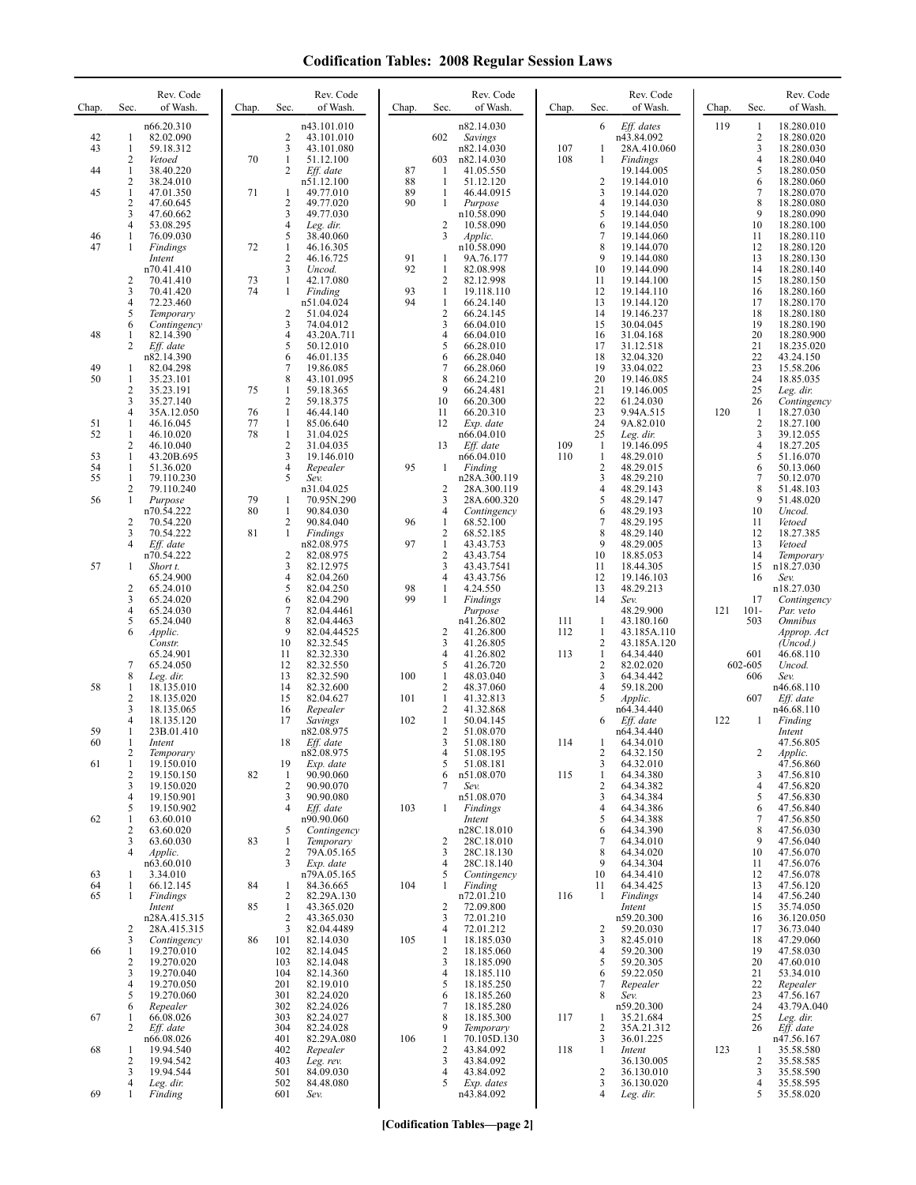# Codification Tables: 2008 Regular Session Laws

| Chap. | Sec. | Rev. Code of Wash. |
|---|---|---|
| | | n66.20.310 |
| 42 | 1 | 82.02.090 |
| 43 | 1 | 59.18.312 |
| | 2 | *Vetoed* |
| 44 | 1 | 38.40.220 |
| | 2 | 38.24.010 |
| 45 | 1 | 47.01.350 |
| | 2 | 47.60.645 |
| | 3 | 47.60.662 |
| | 4 | 53.08.295 |
| 46 | 1 | 76.09.030 |
| 47 | 1 | *Findings* *Intent* n70.41.410 |
| | 2 | 70.41.410 |
| | 3 | 70.41.420 |
| | 4 | 72.23.460 |
| | 5 | *Temporary* |
| | 6 | *Contingency* |
| 48 | 1 | 82.14.390 |
| | 2 | *Eff. date* n82.14.390 |
| 49 | 1 | 82.04.298 |
| 50 | 1 | 35.23.101 |
| | 2 | 35.23.191 |
| | 3 | 35.27.140 |
| | 4 | 35A.12.050 |
| 51 | 1 | 46.16.045 |
| 52 | 1 | 46.10.020 |
| | 2 | 46.10.040 |
| 53 | 1 | 43.20B.695 |
| 54 | 1 | 51.36.020 |
| 55 | 1 | 79.110.230 |
| | 2 | 79.110.240 |
| 56 | 1 | *Purpose* n70.54.222 |
| | 2 | 70.54.220 |
| | 3 | 70.54.222 |
| | 4 | *Eff. date* n70.54.222 |
| 57 | 1 | *Short t.* 65.24.900 |
| | 2 | 65.24.010 |
| | 3 | 65.24.020 |
| | 4 | 65.24.030 |
| | 5 | 65.24.040 |
| | 6 | *Applic.* *Constr.* 65.24.901 |
| | 7 | 65.24.050 |
| | 8 | *Leg. dir.* |
| 58 | 1 | 18.135.010 |
| | 2 | 18.135.020 |
| | 3 | 18.135.065 |
| | 4 | 18.135.120 |
| 59 | 1 | 23B.01.410 |
| 60 | 1 | *Intent* |
| | 2 | *Temporary* |
| 61 | 1 | 19.150.010 |
| | 2 | 19.150.150 |
| | 3 | 19.150.020 |
| | 4 | 19.150.901 |
| | 5 | 19.150.902 |
| 62 | 1 | 63.60.010 |
| | 2 | 63.60.020 |
| | 3 | 63.60.030 |
| | 4 | *Applic.* n63.60.010 |
| 63 | 1 | 3.34.010 |
| 64 | 1 | 66.12.145 |
| 65 | 1 | *Findings* *Intent* n28A.415.315 |
| | 2 | 28A.415.315 |
| | 3 | *Contingency* |
| 66 | 1 | 19.270.010 |
| | 2 | 19.270.020 |
| | 3 | 19.270.040 |
| | 4 | 19.270.050 |
| | 5 | 19.270.060 |
| | 6 | *Repealer* |
| 67 | 1 | 66.08.026 |
| | 2 | *Eff. date* n66.08.026 |
| 68 | 1 | 19.94.540 |
| | 2 | 19.94.542 |
| | 3 | 19.94.544 |
| | 4 | *Leg. dir.* |
| 69 | 1 | *Finding* n43.101.010 |
| | 2 | 43.101.010 |
| | 3 | 43.101.080 |
| 70 | 1 | 51.12.100 |
| | 2 | *Eff. date* n51.12.100 |
| 71 | 1 | 49.77.010 |
| | 2 | 49.77.020 |
| | 3 | 49.77.030 |
| | 4 | *Leg. dir.* |
| | 5 | 38.40.060 |
| 72 | 1 | 46.16.305 |
| | 2 | 46.16.725 |
| | 3 | *Uncod.* |
| 73 | 1 | 42.17.080 |
| 74 | 1 | *Finding* n51.04.024 |
| | 2 | 51.04.024 |
| | 3 | 74.04.012 |
| | 4 | 43.20A.711 |
| | 5 | 50.12.010 |
| | 6 | 46.01.135 |
| | 7 | 19.86.085 |
| | 8 | 43.101.095 |
| 75 | 1 | 59.18.365 |
| | 2 | 59.18.375 |
| 76 | 1 | 46.44.140 |
| 77 | 1 | 85.06.640 |
| 78 | 1 | 31.04.025 |
| | 2 | 31.04.035 |
| | 3 | 19.146.010 |
| | 4 | *Repealer* |
| | 5 | *Sev.* n31.04.025 |
| 79 | 1 | 70.95N.290 |
| 80 | 1 | 90.84.030 |
| | 2 | 90.84.040 |
| 81 | 1 | *Findings* n82.08.975 |
| | 2 | 82.08.975 |
| | 3 | 82.12.975 |
| | 4 | 82.04.260 |
| | 5 | 82.04.250 |
| | 6 | 82.04.290 |
| | 7 | 82.04.4461 |
| | 8 | 82.04.4463 |
| | 9 | 82.04.44525 |
| | 10 | 82.32.545 |
| | 11 | 82.32.330 |
| | 12 | 82.32.550 |
| | 13 | 82.32.590 |
| | 14 | 82.32.600 |
| | 15 | 82.04.627 |
| | 16 | *Repealer* |
| | 17 | *Savings* n82.08.975 |
| | 18 | *Eff. date* n82.08.975 |
| | 19 | *Exp. date* |
| 82 | 1 | 90.90.060 |
| | 2 | 90.90.070 |
| | 3 | 90.90.080 |
| | 4 | *Eff. date* n90.90.060 |
| | 5 | *Contingency* |
| 83 | 1 | *Temporary* |
| | 2 | 79A.05.165 |
| | 3 | *Exp. date* n79A.05.165 |
| 84 | 1 | 84.36.665 |
| | 2 | 82.29A.130 |
| 85 | 1 | 43.365.020 |
| | 2 | 43.365.030 |
| | 3 | 82.04.4489 |
| 86 | 101 | 82.14.030 |
| | 102 | 82.14.045 |
| | 103 | 82.14.048 |
| | 104 | 82.14.360 |
| | 201 | 82.19.010 |
| | 301 | 82.24.020 |
| | 302 | 82.24.026 |
| | 303 | 82.24.027 |
| | 304 | 82.24.028 |
| | 401 | 82.29A.080 |
| | 402 | *Repealer* |
| | 403 | *Leg. rev.* |
| | 501 | 84.09.030 |
| | 502 | 84.48.080 |
| | 601 | *Sev.* n82.14.030 |
| | 602 | *Savings* n82.14.030 |
| | 603 | n82.14.030 |
| 87 | 1 | 41.05.550 |
| 88 | 1 | 51.12.120 |
| 89 | 1 | 46.44.0915 |
| 90 | 1 | *Purpose* n10.58.090 |
| | 2 | 10.58.090 |
| | 3 | *Applic.* n10.58.090 |
| 91 | 1 | 9A.76.177 |
| 92 | 1 | 82.08.998 |
| | 2 | 82.12.998 |
| 93 | 1 | 19.118.110 |
| 94 | 1 | 66.24.140 |
| | 2 | 66.24.145 |
| | 3 | 66.04.010 |
| | 4 | 66.04.010 |
| | 5 | 66.28.010 |
| | 6 | 66.28.040 |
| | 7 | 66.28.060 |
| | 8 | 66.24.210 |
| | 9 | 66.24.481 |
| | 10 | 66.20.300 |
| | 11 | 66.20.310 |
| | 12 | *Exp. date* n66.04.010 |
| | 13 | *Eff. date* n66.04.010 |
| 95 | 1 | *Finding* n28A.300.119 |
| | 2 | 28A.300.119 |
| | 3 | 28A.600.320 |
| | 4 | *Contingency* |
| 96 | 1 | 68.52.100 |
| | 2 | 68.52.185 |
| 97 | 1 | 43.43.753 |
| | 2 | 43.43.754 |
| | 3 | 43.43.7541 |
| | 4 | 43.43.756 |
| 98 | 1 | 4.24.550 |
| 99 | 1 | *Findings* *Purpose* n41.26.802 |
| | 2 | 41.26.800 |
| | 3 | 41.26.805 |
| | 4 | 41.26.802 |
| | 5 | 41.26.720 |
| 100 | 1 | 48.03.040 |
| | 2 | 48.37.060 |
| 101 | 1 | 41.32.813 |
| | 2 | 41.32.868 |
| 102 | 1 | 50.04.145 |
| | 2 | 51.08.070 |
| | 3 | 51.08.180 |
| | 4 | 51.08.195 |
| | 5 | 51.08.181 |
| | 6 | n51.08.070 |
| | 7 | *Sev.* n51.08.070 |
| 103 | 1 | *Findings* *Intent* n28C.18.010 |
| | 2 | 28C.18.010 |
| | 3 | 28C.18.130 |
| | 4 | 28C.18.140 |
| | 5 | *Contingency* |
| 104 | 1 | *Finding* n72.01.210 |
| | 2 | 72.09.800 |
| | 3 | 72.01.210 |
| | 4 | 72.01.212 |
| 105 | 1 | 18.185.030 |
| | 2 | 18.185.060 |
| | 3 | 18.185.090 |
| | 4 | 18.185.110 |
| | 5 | 18.185.250 |
| | 6 | 18.185.260 |
| | 7 | 18.185.280 |
| | 8 | 18.185.300 |
| | 9 | *Temporary* |
| 106 | 1 | 70.105D.130 |
| | 2 | 43.84.092 |
| | 3 | 43.84.092 |
| | 4 | 43.84.092 |
| | 5 | *Exp. dates* n43.84.092 |
| | 6 | *Eff. dates* n43.84.092 |
| 107 | 1 | 28A.410.060 |
| 108 | 1 | *Findings* 19.144.005 |
| | 2 | 19.144.010 |
| | 3 | 19.144.020 |
| | 4 | 19.144.030 |
| | 5 | 19.144.040 |
| | 6 | 19.144.050 |
| | 7 | 19.144.060 |
| | 8 | 19.144.070 |
| | 9 | 19.144.080 |
| | 10 | 19.144.090 |
| | 11 | 19.144.100 |
| | 12 | 19.144.110 |
| | 13 | 19.144.120 |
| | 14 | 19.146.237 |
| | 15 | 30.04.045 |
| | 16 | 31.04.168 |
| | 17 | 31.12.518 |
| | 18 | 32.04.320 |
| | 19 | 33.04.022 |
| | 20 | 19.146.085 |
| | 21 | 19.146.005 |
| | 22 | 61.24.030 |
| | 23 | 9.94A.515 |
| | 24 | 9A.82.010 |
| | 25 | *Leg. dir.* |
| 109 | 1 | 19.146.095 |
| 110 | 1 | 48.29.010 |
| | 2 | 48.29.015 |
| | 3 | 48.29.210 |
| | 4 | 48.29.143 |
| | 5 | 48.29.147 |
| | 6 | 48.29.193 |
| | 7 | 48.29.195 |
| | 8 | 48.29.140 |
| | 9 | 48.29.005 |
| | 10 | 18.85.053 |
| | 11 | 18.44.305 |
| | 12 | 19.146.103 |
| | 13 | 48.29.213 |
| | 14 | *Sev.* 48.29.900 |
| 111 | 1 | 43.180.160 |
| 112 | 1 | 43.185A.110 |
| | 2 | 43.185A.120 |
| 113 | 1 | 64.34.440 |
| | 2 | 82.02.020 |
| | 3 | 64.34.442 |
| | 4 | 59.18.200 |
| | 5 | *Applic.* n64.34.440 |
| | 6 | *Eff. date* n64.34.440 |
| 114 | 1 | 64.34.010 |
| | 2 | 64.32.150 |
| | 3 | 64.32.010 |
| 115 | 1 | 64.34.380 |
| | 2 | 64.34.382 |
| | 3 | 64.34.384 |
| | 4 | 64.34.386 |
| | 5 | 64.34.388 |
| | 6 | 64.34.390 |
| | 7 | 64.34.010 |
| | 8 | 64.34.020 |
| | 9 | 64.34.304 |
| | 10 | 64.34.410 |
| | 11 | 64.34.425 |
| 116 | 1 | *Findings* *Intent* n59.20.300 |
| | 2 | 59.20.030 |
| | 3 | 82.45.010 |
| | 4 | 59.20.300 |
| | 5 | 59.20.305 |
| | 6 | 59.22.050 |
| | 7 | *Repealer* |
| | 8 | *Sev.* n59.20.300 |
| 117 | 1 | 35.21.684 |
| | 2 | 35A.21.312 |
| | 3 | 36.01.225 |
| 118 | 1 | *Intent* 36.130.005 |
| | 2 | 36.130.010 |
| | 3 | 36.130.020 |
| | 4 | *Leg. dir.* |
| 119 | 1 | 18.280.010 |
| | 2 | 18.280.020 |
| | 3 | 18.280.030 |
| | 4 | 18.280.040 |
| | 5 | 18.280.050 |
| | 6 | 18.280.060 |
| | 7 | 18.280.070 |
| | 8 | 18.280.080 |
| | 9 | 18.280.090 |
| | 10 | 18.280.100 |
| | 11 | 18.280.110 |
| | 12 | 18.280.120 |
| | 13 | 18.280.130 |
| | 14 | 18.280.140 |
| | 15 | 18.280.150 |
| | 16 | 18.280.160 |
| | 17 | 18.280.170 |
| | 18 | 18.280.180 |
| | 19 | 18.280.190 |
| | 20 | 18.280.900 |
| | 21 | 18.235.020 |
| | 22 | 43.24.150 |
| | 23 | 15.58.206 |
| | 24 | 18.85.035 |
| | 25 | *Leg. dir.* |
| | 26 | *Contingency* |
| 120 | 1 | 18.27.030 |
| | 2 | 18.27.100 |
| | 3 | 39.12.055 |
| | 4 | 18.27.205 |
| | 5 | 51.16.070 |
| | 6 | 50.13.060 |
| | 7 | 50.12.070 |
| | 8 | 51.48.103 |
| | 9 | 51.48.020 |
| | 10 | *Uncod.* |
| | 11 | *Vetoed* |
| | 12 | 18.27.385 |
| | 13 | *Vetoed* |
| | 14 | *Temporary* |
| | 15 | n18.27.030 |
| | 16 | *Sev.* n18.27.030 |
| | 17 | *Contingency* |
| 121 | 101-503 | *Par. veto* *Omnibus* *Approp. Act* *(Uncod.)* |
| | 601 | 46.68.110 |
| | 602-605 | *Uncod.* |
| | 606 | *Sev.* n46.68.110 |
| | 607 | *Eff. date* n46.68.110 |
| 122 | 1 | *Finding* *Intent* 47.56.805 |
| | 2 | *Applic.* 47.56.860 |
| | 3 | 47.56.810 |
| | 4 | 47.56.820 |
| | 5 | 47.56.830 |
| | 6 | 47.56.840 |
| | 7 | 47.56.850 |
| | 8 | 47.56.030 |
| | 9 | 47.56.040 |
| | 10 | 47.56.070 |
| | 11 | 47.56.076 |
| | 12 | 47.56.078 |
| | 13 | 47.56.120 |
| | 14 | 47.56.240 |
| | 15 | 35.74.050 |
| | 16 | 36.120.050 |
| | 17 | 36.73.040 |
| | 18 | 47.29.060 |
| | 19 | 47.58.030 |
| | 20 | 47.60.010 |
| | 21 | 53.34.010 |
| | 22 | *Repealer* |
| | 23 | 47.56.167 |
| | 24 | 43.79A.040 |
| | 25 | *Leg. dir.* |
| | 26 | *Eff. date* n47.56.167 |
| 123 | 1 | 35.58.580 |
| | 2 | 35.58.585 |
| | 3 | 35.58.590 |
| | 4 | 35.58.595 |
| | 5 | 35.58.020 |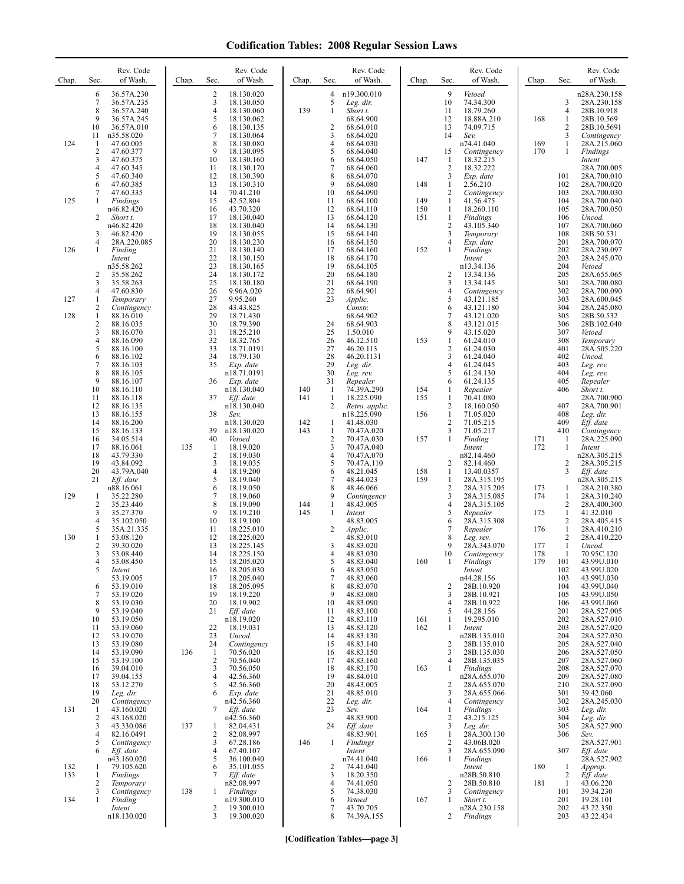# Codification Tables: 2008 Regular Session Laws

| Chap. | Sec. | Rev. Code of Wash. |
|---|---|---|
| | 6 | 36.57A.230 |
| | 7 | 36.57A.235 |
| | 8 | 36.57A.240 |
| | 9 | 36.57A.245 |
| | 10 | 36.57A.010 |
| | 11 | n35.58.020 |
| 124 | 1 | 47.60.005 |
| | 2 | 47.60.377 |
| | 3 | 47.60.375 |
| | 4 | 47.60.345 |
| | 5 | 47.60.340 |
| | 6 | 47.60.385 |
| | 7 | 47.60.335 |
| 125 | 1 | *Findings* n46.82.420 |
| | 2 | *Short t.* n46.82.420 |
| | 3 | 46.82.420 |
| | 4 | 28A.220.085 |
| 126 | 1 | *Finding Intent* n35.58.262 |
| | 2 | 35.58.262 |
| | 3 | 35.58.263 |
| | 4 | 47.60.830 |
| 127 | 1 | *Temporary* |
| | 2 | *Contingency* |
| 128 | 1 | 88.16.010 |
| | 2 | 88.16.035 |
| | 3 | 88.16.070 |
| | 4 | 88.16.090 |
| | 5 | 88.16.100 |
| | 6 | 88.16.102 |
| | 7 | 88.16.103 |
| | 8 | 88.16.105 |
| | 9 | 88.16.107 |
| | 10 | 88.16.110 |
| | 11 | 88.16.118 |
| | 12 | 88.16.135 |
| | 13 | 88.16.155 |
| | 14 | 88.16.200 |
| | 15 | 88.16.133 |
| | 16 | 34.05.514 |
| | 17 | 88.16.061 |
| | 18 | 43.79.330 |
| | 19 | 43.84.092 |
| | 20 | 43.79A.040 |
| | 21 | *Eff. date* n88.16.061 |
| 129 | 1 | 35.22.280 |
| | 2 | 35.23.440 |
| | 3 | 35.27.370 |
| | 4 | 35.102.050 |
| | 5 | 35A.21.335 |
| 130 | 1 | 53.08.120 |
| | 2 | 39.30.020 |
| | 3 | 53.08.440 |
| | 4 | 53.08.450 |
| | 5 | *Intent* 53.19.005 |
| | 6 | 53.19.010 |
| | 7 | 53.19.020 |
| | 8 | 53.19.030 |
| | 9 | 53.19.040 |
| | 10 | 53.19.050 |
| | 11 | 53.19.060 |
| | 12 | 53.19.070 |
| | 13 | 53.19.080 |
| | 14 | 53.19.090 |
| | 15 | 53.19.100 |
| | 16 | 39.04.010 |
| | 17 | 39.04.155 |
| | 18 | 53.12.270 |
| | 19 | *Leg. dir.* |
| | 20 | *Contingency* |
| 131 | 1 | 43.160.020 |
| | 2 | 43.168.020 |
| | 3 | 43.330.086 |
| | 4 | 82.16.0491 |
| | 5 | *Contingency* |
| | 6 | *Eff. date* n43.160.020 |
| 132 | 1 | 79.105.620 |
| 133 | 1 | *Findings* |
| | 2 | *Temporary* |
| | 3 | *Contingency* |
| 134 | 1 | *Finding Intent* n18.130.020 |
| | 2 | 18.130.020 |
| | 3 | 18.130.050 |
| | 4 | 18.130.060 |
| | 5 | 18.130.062 |
| | 6 | 18.130.135 |
| | 7 | 18.130.064 |
| | 8 | 18.130.080 |
| | 9 | 18.130.095 |
| | 10 | 18.130.160 |
| | 11 | 18.130.170 |
| | 12 | 18.130.390 |
| | 13 | 18.130.310 |
| | 14 | 70.41.210 |
| | 15 | 42.52.804 |
| | 16 | 43.70.320 |
| | 17 | 18.130.040 |
| | 18 | 18.130.040 |
| | 19 | 18.130.055 |
| | 20 | 18.130.230 |
| | 21 | 18.130.140 |
| | 22 | 18.130.150 |
| | 23 | 18.130.165 |
| | 24 | 18.130.172 |
| | 25 | 18.130.180 |
| | 26 | 9.96A.020 |
| | 27 | 9.95.240 |
| | 28 | 43.43.825 |
| | 29 | 18.71.430 |
| | 30 | 18.79.390 |
| | 31 | 18.25.210 |
| | 32 | 18.32.765 |
| | 33 | 18.71.0191 |
| | 34 | 18.79.130 |
| | 35 | *Exp. date* n18.71.0191 |
| | 36 | *Exp. date* n18.130.040 |
| | 37 | *Eff. date* n18.130.040 |
| | 38 | *Sev.* n18.130.020 |
| | 39 | n18.130.020 |
| | 40 | *Vetoed* |
| 135 | 1 | 18.19.020 |
| | 2 | 18.19.030 |
| | 3 | 18.19.035 |
| | 4 | 18.19.200 |
| | 5 | 18.19.040 |
| | 6 | 18.19.050 |
| | 7 | 18.19.060 |
| | 8 | 18.19.090 |
| | 9 | 18.19.210 |
| | 10 | 18.19.100 |
| | 11 | 18.225.010 |
| | 12 | 18.225.020 |
| | 13 | 18.225.145 |
| | 14 | 18.225.150 |
| | 15 | 18.205.020 |
| | 16 | 18.205.030 |
| | 17 | 18.205.040 |
| | 18 | 18.205.095 |
| | 19 | 18.19.220 |
| | 20 | 18.19.902 |
| | 21 | *Eff. date* n18.19.020 |
| | 22 | 18.19.031 |
| | 23 | *Uncod.* |
| | 24 | *Contingency* |
| 136 | 1 | 70.56.020 |
| | 2 | 70.56.040 |
| | 3 | 70.56.050 |
| | 4 | 42.56.360 |
| | 5 | 42.56.360 |
| | 6 | *Exp. date* n42.56.360 |
| | 7 | *Eff. date* n42.56.360 |
| 137 | 1 | 82.04.431 |
| | 2 | 82.08.997 |
| | 3 | 67.28.186 |
| | 4 | 67.40.107 |
| | 5 | 36.100.040 |
| | 6 | 35.101.055 |
| | 7 | *Eff. date* n82.08.997 |
| 138 | 1 | *Findings* n19.300.010 |
| | 2 | 19.300.010 |
| | 3 | 19.300.020 |
| | 4 | n19.300.010 |
| | 5 | *Leg. dir.* |
| 139 | 1 | *Short t.* 68.64.900 |
| | 2 | 68.64.010 |
| | 3 | 68.64.020 |
| | 4 | 68.64.030 |
| | 5 | 68.64.040 |
| | 6 | 68.64.050 |
| | 7 | 68.64.060 |
| | 8 | 68.64.070 |
| | 9 | 68.64.080 |
| | 10 | 68.64.090 |
| | 11 | 68.64.100 |
| | 12 | 68.64.110 |
| | 13 | 68.64.120 |
| | 14 | 68.64.130 |
| | 15 | 68.64.140 |
| | 16 | 68.64.150 |
| | 17 | 68.64.160 |
| | 18 | 68.64.170 |
| | 19 | 68.64.105 |
| | 20 | 68.64.180 |
| | 21 | 68.64.190 |
| | 22 | 68.64.901 |
| | 23 | *Applic. Constr.* 68.64.902 |
| | 24 | 68.64.903 |
| | 25 | 1.50.010 |
| | 26 | 46.12.510 |
| | 27 | 46.20.113 |
| | 28 | 46.20.1131 |
| | 29 | *Leg. dir.* |
| | 30 | *Leg. rev.* |
| | 31 | *Repealer* |
| 140 | 1 | 74.39A.290 |
| 141 | 1 | 18.225.090 |
| | 2 | *Retro. applic.* n18.225.090 |
| 142 | 1 | 41.48.030 |
| 143 | 1 | 70.47A.020 |
| | 2 | 70.47A.030 |
| | 3 | 70.47A.040 |
| | 4 | 70.47A.070 |
| | 5 | 70.47A.110 |
| | 6 | 48.21.045 |
| | 7 | 48.44.023 |
| | 8 | 48.46.066 |
| | 9 | *Contingency* |
| 144 | 1 | 48.43.005 |
| 145 | 1 | *Intent* 48.83.005 |
| | 2 | *Applic.* 48.83.010 |
| | 3 | 48.83.020 |
| | 4 | 48.83.030 |
| | 5 | 48.83.040 |
| | 6 | 48.83.050 |
| | 7 | 48.83.060 |
| | 8 | 48.83.070 |
| | 9 | 48.83.080 |
| | 10 | 48.83.090 |
| | 11 | 48.83.100 |
| | 12 | 48.83.110 |
| | 13 | 48.83.120 |
| | 14 | 48.83.130 |
| | 15 | 48.83.140 |
| | 16 | 48.83.150 |
| | 17 | 48.83.160 |
| | 18 | 48.83.170 |
| | 19 | 48.84.010 |
| | 20 | 48.43.005 |
| | 21 | 48.85.010 |
| | 22 | *Leg. dir.* |
| | 23 | *Sev.* 48.83.900 |
| | 24 | *Eff. date* 48.83.901 |
| 146 | 1 | *Findings Intent* n74.41.040 |
| | 2 | 74.41.040 |
| | 3 | 18.20.350 |
| | 4 | 74.41.050 |
| | 5 | 74.38.030 |
| | 6 | *Vetoed* |
| | 7 | 43.70.705 |
| | 8 | 74.39A.155 |
| | 9 | *Vetoed* |
| | 10 | 74.34.300 |
| | 11 | 18.79.260 |
| | 12 | 18.88A.210 |
| | 13 | 74.09.715 |
| | 14 | *Sev.* n74.41.040 |
| | 15 | *Contingency* |
| 147 | 1 | 18.32.215 |
| | 2 | 18.32.222 |
| | 3 | *Exp. date* |
| 148 | 1 | 2.56.210 |
| | 2 | *Contingency* |
| 149 | 1 | 41.56.475 |
| 150 | 1 | 18.260.110 |
| 151 | 1 | *Findings* |
| | 2 | 43.105.340 |
| | 3 | *Temporary* |
| | 4 | *Exp. date* |
| 152 | 1 | *Findings Intent* n13.34.136 |
| | 2 | 13.34.136 |
| | 3 | 13.34.145 |
| | 4 | *Contingency* |
| | 5 | 43.121.185 |
| | 6 | 43.121.180 |
| | 7 | 43.121.020 |
| | 8 | 43.121.015 |
| | 9 | 43.15.020 |
| 153 | 1 | 61.24.010 |
| | 2 | 61.24.030 |
| | 3 | 61.24.040 |
| | 4 | 61.24.045 |
| | 5 | 61.24.130 |
| | 6 | 61.24.135 |
| 154 | 1 | *Repealer* |
| 155 | 1 | 70.41.080 |
| | 2 | 18.160.050 |
| 156 | 1 | 71.05.020 |
| | 2 | 71.05.215 |
| | 3 | 71.05.217 |
| 157 | 1 | *Finding Intent* n82.14.460 |
| | 2 | 82.14.460 |
| 158 | 1 | 13.40.0357 |
| 159 | 1 | 28A.315.195 |
| | 2 | 28A.315.205 |
| | 3 | 28A.315.085 |
| | 4 | 28A.315.105 |
| | 5 | *Repealer* |
| | 6 | 28A.315.308 |
| | 7 | *Repealer* |
| | 8 | *Leg. rev.* |
| | 9 | 28A.343.070 |
| | 10 | *Contingency* |
| 160 | 1 | *Findings Intent* n44.28.156 |
| | 2 | 28B.10.920 |
| | 3 | 28B.10.921 |
| | 4 | 28B.10.922 |
| | 5 | 44.28.156 |
| 161 | 1 | 19.295.010 |
| 162 | 1 | *Intent* n28B.135.010 |
| | 2 | 28B.135.010 |
| | 3 | 28B.135.030 |
| | 4 | 28B.135.035 |
| 163 | 1 | *Findings* n28A.655.070 |
| | 2 | 28A.655.070 |
| | 3 | 28A.655.066 |
| | 4 | *Contingency* |
| 164 | 1 | *Findings* |
| | 2 | 43.215.125 |
| | 3 | *Leg. dir.* |
| 165 | 1 | 28A.300.130 |
| | 2 | 43.06B.020 |
| | 3 | 28A.655.090 |
| 166 | 1 | *Findings Intent* n28B.50.810 |
| | 2 | 28B.50.810 |
| | 3 | *Contingency* |
| 167 | 1 | *Short t.* n28A.230.158 |
| | 2 | *Findings* n28A.230.158 |
| | 3 | 28A.230.158 |
| | 4 | 28B.10.918 |
| 168 | 1 | 28B.10.569 |
| | 2 | 28B.10.5691 |
| | 3 | *Contingency* |
| 169 | 1 | 28A.215.060 |
| 170 | 1 | *Findings Intent* 28A.700.005 |
| | 101 | 28A.700.010 |
| | 102 | 28A.700.020 |
| | 103 | 28A.700.030 |
| | 104 | 28A.700.040 |
| | 105 | 28A.700.050 |
| | 106 | *Uncod.* |
| | 107 | 28A.700.060 |
| | 108 | 28B.50.531 |
| | 201 | 28A.700.070 |
| | 202 | 28A.230.097 |
| | 203 | 28A.245.070 |
| | 204 | *Vetoed* |
| | 205 | 28A.655.065 |
| | 301 | 28A.700.080 |
| | 302 | 28A.700.090 |
| | 303 | 28A.600.045 |
| | 304 | 28A.245.080 |
| | 305 | 28B.50.532 |
| | 306 | 28B.102.040 |
| | 307 | *Vetoed* |
| | 308 | *Temporary* |
| | 401 | 28A.505.220 |
| | 402 | *Uncod.* |
| | 403 | *Leg. rev.* |
| | 404 | *Leg. rev.* |
| | 405 | *Repealer* |
| | 406 | *Short t.* 28A.700.900 |
| | 407 | 28A.700.901 |
| | 408 | *Leg. dir.* |
| | 409 | *Eff. date* |
| | 410 | *Contingency* |
| 171 | 1 | 28A.225.090 |
| 172 | 1 | *Intent* n28A.305.215 |
| | 2 | 28A.305.215 |
| | 3 | *Eff. date* n28A.305.215 |
| 173 | 1 | 28A.210.380 |
| 174 | 1 | 28A.310.240 |
| | 2 | 28A.400.300 |
| 175 | 1 | 41.32.010 |
| | 2 | 28A.405.415 |
| 176 | 1 | 28A.410.210 |
| | 2 | 28A.410.220 |
| 177 | 1 | *Uncod.* |
| 178 | 1 | 70.95C.120 |
| 179 | 101 | 43.99U.010 |
| | 102 | 43.99U.020 |
| | 103 | 43.99U.030 |
| | 104 | 43.99U.040 |
| | 105 | 43.99U.050 |
| | 106 | 43.99U.060 |
| | 201 | 28A.527.005 |
| | 202 | 28A.527.010 |
| | 203 | 28A.527.020 |
| | 204 | 28A.527.030 |
| | 205 | 28A.527.040 |
| | 206 | 28A.527.050 |
| | 207 | 28A.527.060 |
| | 208 | 28A.527.070 |
| | 209 | 28A.527.080 |
| | 210 | 28A.527.090 |
| | 301 | 39.42.060 |
| | 302 | 28A.245.030 |
| | 303 | *Leg. dir.* |
| | 304 | *Leg. dir.* |
| | 305 | 28A.527.900 |
| | 306 | *Sev.* 28A.527.901 |
| | 307 | *Eff. date* 28A.527.902 |
| 180 | 1 | *Approp.* |
| | 2 | *Eff. date* |
| 181 | 1 | 43.06.220 |
| | 101 | 39.34.230 |
| | 201 | 19.28.101 |
| | 202 | 43.22.350 |
| | 203 | 43.22.434 |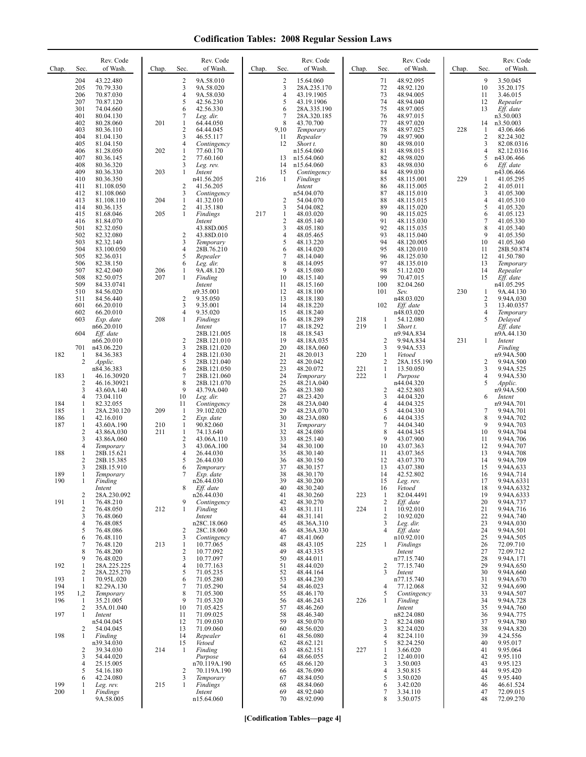# Codification Tables: 2008 Regular Session Laws

| Chap. | Sec. | Rev. Code of Wash. |
|---|---|---|
| | 204 | 43.22.480 |
| | 205 | 70.79.330 |
| | 206 | 70.87.030 |
| | 207 | 70.87.120 |
| | 301 | 74.04.660 |
| | 401 | 80.04.130 |
| | 402 | 80.28.060 |
| | 403 | 80.36.110 |
| | 404 | 81.04.130 |
| | 405 | 81.04.150 |
| | 406 | 81.28.050 |
| | 407 | 80.36.145 |
| | 408 | 80.36.320 |
| | 409 | 80.36.330 |
| | 410 | 80.36.350 |
| | 411 | 81.108.050 |
| | 412 | 81.108.060 |
| | 413 | 81.108.110 |
| | 414 | 80.36.135 |
| | 415 | 81.68.046 |
| | 416 | 81.84.070 |
| | 501 | 82.32.050 |
| | 502 | 82.32.080 |
| | 503 | 82.32.140 |
| | 504 | 83.100.050 |
| | 505 | 82.36.031 |
| | 506 | 82.38.150 |
| | 507 | 82.42.040 |
| | 508 | 82.50.075 |
| | 509 | 84.33.0741 |
| | 510 | 84.56.020 |
| | 511 | 84.56.440 |
| | 601 | 66.20.010 |
| | 602 | 66.20.010 |
| | 603 | *Exp. date* n66.20.010 |
| | 604 | *Eff. date* n66.20.010 |
| | 701 | n43.06.220 |
| 182 | 1 | 84.36.383 |
| | 2 | *Applic.* n84.36.383 |
| 183 | 1 | 46.16.30920 |
| | 2 | 46.16.30921 |
| | 3 | 43.60A.140 |
| | 4 | 73.04.110 |
| 184 | 1 | 82.32.055 |
| 185 | 1 | 28A.230.120 |
| 186 | 1 | 42.16.010 |
| 187 | 1 | 43.60A.190 |
| | 2 | 43.86A.030 |
| | 3 | 43.86A.060 |
| | 4 | *Temporary* |
| 188 | 1 | 28B.15.621 |
| | 2 | 28B.15.385 |
| | 3 | 28B.15.910 |
| 189 | 1 | *Temporary* |
| 190 | 1 | *Finding Intent* 28A.230.092 |
| | 2 | 28A.230.092 |
| 191 | 1 | 76.48.210 |
| | 2 | 76.48.050 |
| | 3 | 76.48.060 |
| | 4 | 76.48.085 |
| | 5 | 76.48.086 |
| | 6 | 76.48.110 |
| | 7 | 76.48.120 |
| | 8 | 76.48.200 |
| | 9 | 76.48.020 |
| 192 | 1 | 28A.225.225 |
| | 2 | 28A.225.270 |
| 193 | 1 | 70.95L.020 |
| 194 | 1 | 82.29A.130 |
| 195 | 1,2 | *Temporary* |
| 196 | 1 | 35.21.005 |
| | 2 | 35A.01.040 |
| 197 | 1 | *Intent* n54.04.045 |
| | 2 | 54.04.045 |
| 198 | 1 | *Finding* n39.34.030 |
| | 2 | 39.34.030 |
| | 3 | 54.44.020 |
| | 4 | 25.15.005 |
| | 5 | 54.16.180 |
| | 6 | 42.24.080 |
| 199 | 1 | *Leg. rev.* |
| 200 | 1 | *Findings* 9A.58.005 |
| | 2 | 9A.58.010 |
| | 3 | 9A.58.020 |
| | 4 | 9A.58.030 |
| | 5 | 42.56.230 |
| | 6 | 42.56.330 |
| | 7 | *Leg. dir.* |
| 201 | 1 | 64.44.050 |
| | 2 | 64.44.045 |
| | 3 | 46.55.117 |
| | 4 | *Contingency* |
| 202 | 1 | 77.60.170 |
| | 2 | 77.60.160 |
| | 3 | *Leg. rev.* |
| 203 | 1 | *Intent* n41.56.205 |
| | 2 | 41.56.205 |
| | 3 | *Contingency* |
| 204 | 1 | 41.32.010 |
| | 2 | 41.35.180 |
| 205 | 1 | *Findings Intent* 43.88D.005 |
| | 2 | 43.88D.010 |
| | 3 | *Temporary* |
| | 4 | 28B.76.210 |
| | 5 | *Repealer* |
| | 6 | *Leg. dir.* |
| 206 | 1 | 9A.48.120 |
| 207 | 1 | *Finding Intent* n9.35.001 |
| | 2 | 9.35.050 |
| | 3 | 9.35.001 |
| | 4 | 9.35.020 |
| 208 | 1 | *Findings Intent* 28B.121.005 |
| | 2 | 28B.121.010 |
| | 3 | 28B.121.020 |
| | 4 | 28B.121.030 |
| | 5 | 28B.121.040 |
| | 6 | 28B.121.050 |
| | 7 | 28B.121.060 |
| | 8 | 28B.121.070 |
| | 9 | 43.79A.040 |
| | 10 | *Leg. dir.* |
| | 11 | *Contingency* |
| 209 | 1 | 39.102.020 |
| | 2 | *Exp. date* |
| 210 | 1 | 90.82.060 |
| 211 | 1 | 74.13.640 |
| | 2 | 43.06A.110 |
| | 3 | 43.06A.100 |
| | 4 | 26.44.030 |
| | 5 | 26.44.030 |
| | 6 | *Temporary* |
| | 7 | *Exp. date* n26.44.030 |
| | 8 | *Eff. date* n26.44.030 |
| | 9 | *Contingency* |
| 212 | 1 | *Finding Intent* n28C.18.060 |
| | 2 | 28C.18.060 |
| | 3 | *Contingency* |
| 213 | 1 | 10.77.065 |
| | 2 | 10.77.092 |
| | 3 | 10.77.097 |
| | 4 | 10.77.163 |
| | 5 | 71.05.235 |
| | 6 | 71.05.280 |
| | 7 | 71.05.290 |
| | 8 | 71.05.300 |
| | 9 | 71.05.320 |
| | 10 | 71.05.425 |
| | 11 | 71.09.025 |
| | 12 | 71.09.030 |
| | 13 | 71.09.060 |
| | 14 | *Repealer* |
| | 15 | *Vetoed* |
| 214 | 1 | *Finding Purpose* n70.119A.190 |
| | 2 | 70.119A.190 |
| | 3 | *Temporary* |
| 215 | 1 | *Findings Intent* n15.64.060 |
| | 2 | 15.64.060 |
| | 3 | 28A.235.170 |
| | 4 | 43.19.1905 |
| | 5 | 43.19.1906 |
| | 6 | 28A.335.190 |
| | 7 | 28A.320.185 |
| | 8 | 43.70.700 |
| | 9,10 | *Temporary* |
| | 11 | *Repealer* |
| | 12 | *Short t.* n15.64.060 |
| | 13 | n15.64.060 |
| | 14 | n15.64.060 |
| | 15 | *Contingency* |
| 216 | 1 | *Findings Intent* n54.04.070 |
| | 2 | 54.04.070 |
| | 3 | 54.04.082 |
| 217 | 1 | 48.03.020 |
| | 2 | 48.05.140 |
| | 3 | 48.05.180 |
| | 4 | 48.05.465 |
| | 5 | 48.13.220 |
| | 6 | 48.14.020 |
| | 7 | 48.14.040 |
| | 8 | 48.14.095 |
| | 9 | 48.15.080 |
| | 10 | 48.15.140 |
| | 11 | 48.15.160 |
| | 12 | 48.18.100 |
| | 13 | 48.18.180 |
| | 14 | 48.18.220 |
| | 15 | 48.18.240 |
| | 16 | 48.18.289 |
| | 17 | 48.18.292 |
| | 18 | 48.18.543 |
| | 19 | 48.18A.035 |
| | 20 | 48.18A.060 |
| | 21 | 48.20.013 |
| | 22 | 48.20.042 |
| | 23 | 48.20.072 |
| | 24 | *Temporary* |
| | 25 | 48.21A.040 |
| | 26 | 48.23.380 |
| | 27 | 48.23.420 |
| | 28 | 48.23A.040 |
| | 29 | 48.23A.070 |
| | 30 | 48.23A.080 |
| | 31 | *Temporary* |
| | 32 | 48.24.080 |
| | 33 | 48.25.140 |
| | 34 | 48.30.100 |
| | 35 | 48.30.140 |
| | 36 | 48.30.150 |
| | 37 | 48.30.157 |
| | 38 | 48.30.170 |
| | 39 | 48.30.200 |
| | 40 | 48.30.240 |
| | 41 | 48.30.260 |
| | 42 | 48.30.270 |
| | 43 | 48.31.111 |
| | 44 | 48.31.141 |
| | 45 | 48.36A.310 |
| | 46 | 48.36A.330 |
| | 47 | 48.41.060 |
| | 48 | 48.43.105 |
| | 49 | 48.43.335 |
| | 50 | 48.44.011 |
| | 51 | 48.44.020 |
| | 52 | 48.44.164 |
| | 53 | 48.44.230 |
| | 54 | 48.46.023 |
| | 55 | 48.46.170 |
| | 56 | 48.46.243 |
| | 57 | 48.46.260 |
| | 58 | 48.46.340 |
| | 59 | 48.50.070 |
| | 60 | 48.56.020 |
| | 61 | 48.56.080 |
| | 62 | 48.62.121 |
| | 63 | 48.62.151 |
| | 64 | 48.66.055 |
| | 65 | 48.66.120 |
| | 66 | 48.76.090 |
| | 67 | 48.84.050 |
| | 68 | 48.84.060 |
| | 69 | 48.92.040 |
| | 70 | 48.92.090 |
| | 71 | 48.92.095 |
| | 72 | 48.92.120 |
| | 73 | 48.94.005 |
| | 74 | 48.94.040 |
| | 75 | 48.97.005 |
| | 76 | 48.97.015 |
| | 77 | 48.97.020 |
| | 78 | 48.97.025 |
| | 79 | 48.97.900 |
| | 80 | 48.98.010 |
| | 81 | 48.98.015 |
| | 82 | 48.98.020 |
| | 83 | 48.98.030 |
| | 84 | 48.99.030 |
| | 85 | 48.115.001 |
| | 86 | 48.115.005 |
| | 87 | 48.115.010 |
| | 88 | 48.115.015 |
| | 89 | 48.115.020 |
| | 90 | 48.115.025 |
| | 91 | 48.115.030 |
| | 92 | 48.115.035 |
| | 93 | 48.115.040 |
| | 94 | 48.120.005 |
| | 95 | 48.120.010 |
| | 96 | 48.125.030 |
| | 97 | 48.135.010 |
| | 98 | 51.12.020 |
| | 99 | 70.47.015 |
| | 100 | 82.04.260 |
| | 101 | *Sev.* n48.03.020 |
| | 102 | *Eff. date* n48.03.020 |
| 218 | 1 | 54.12.080 |
| 219 | 1 | *Short t.* n9.94A.834 |
| | 2 | 9.94A.834 |
| | 3 | 9.94A.533 |
| 220 | 1 | *Vetoed* |
| | 2 | 28A.155.190 |
| 221 | 1 | 13.50.050 |
| 222 | 1 | *Purpose* n44.04.320 |
| | 2 | 42.52.803 |
| | 3 | 44.04.320 |
| | 4 | 44.04.325 |
| | 5 | 44.04.330 |
| | 6 | 44.04.335 |
| | 7 | 44.04.340 |
| | 8 | 44.04.345 |
| | 9 | 43.07.900 |
| | 10 | 43.07.363 |
| | 11 | 43.07.365 |
| | 12 | 43.07.370 |
| | 13 | 43.07.380 |
| | 14 | 42.52.802 |
| | 15 | *Leg. rev.* |
| | 16 | *Vetoed* |
| 223 | 1 | 82.04.4491 |
| | 2 | *Eff. date* |
| 224 | 1 | 10.92.010 |
| | 2 | 10.92.020 |
| | 3 | *Leg. dir.* |
| | 4 | *Eff. date* n10.92.010 |
| 225 | 1 | *Findings Intent* n77.15.740 |
| | 2 | 77.15.740 |
| | 3 | *Intent* n77.15.740 |
| | 4 | 77.12.068 |
| | 5 | *Contingency* |
| 226 | 1 | *Finding Intent* n82.24.080 |
| | 2 | 82.24.080 |
| | 3 | 82.24.020 |
| | 4 | 82.24.110 |
| | 5 | 82.24.250 |
| 227 | 1 | 3.66.020 |
| | 2 | 12.40.010 |
| | 3 | 3.50.003 |
| | 4 | 3.50.815 |
| | 5 | 3.50.020 |
| | 6 | 3.42.020 |
| | 7 | 3.34.110 |
| | 8 | 3.50.075 |
| | 9 | 3.50.045 |
| | 10 | 35.20.175 |
| | 11 | 3.46.015 |
| | 12 | *Repealer* |
| | 13 | *Eff. date* n3.50.003 |
| | 14 | n3.50.003 |
| 228 | 1 | 43.06.466 |
| | 2 | 82.24.302 |
| | 3 | 82.08.0316 |
| | 4 | 82.12.0316 |
| | 5 | n43.06.466 |
| | 6 | *Eff. date* n43.06.466 |
| 229 | 1 | 41.05.295 |
| | 2 | 41.05.011 |
| | 3 | 41.05.300 |
| | 4 | 41.05.310 |
| | 5 | 41.05.320 |
| | 6 | 41.05.123 |
| | 7 | 41.05.330 |
| | 8 | 41.05.340 |
| | 9 | 41.05.350 |
| | 10 | 41.05.360 |
| | 11 | 28B.50.874 |
| | 12 | 41.50.780 |
| | 13 | *Temporary* |
| | 14 | *Repealer* |
| | 15 | *Eff. date* n41.05.295 |
| 230 | 1 | 9A.44.130 |
| | 2 | 9.94A.030 |
| | 3 | 13.40.0357 |
| | 4 | *Temporary* |
| | 5 | *Delayed Eff. date* n9A.44.130 |
| 231 | 1 | *Intent Finding* n9.94A.500 |
| | 2 | 9.94A.500 |
| | 3 | 9.94A.525 |
| | 4 | 9.94A.530 |
| | 5 | *Applic.* n9.94A.500 |
| | 6 | *Intent* n9.94A.701 |
| | 7 | 9.94A.701 |
| | 8 | 9.94A.702 |
| | 9 | 9.94A.703 |
| | 10 | 9.94A.704 |
| | 11 | 9.94A.706 |
| | 12 | 9.94A.707 |
| | 13 | 9.94A.708 |
| | 14 | 9.94A.709 |
| | 15 | 9.94A.633 |
| | 16 | 9.94A.714 |
| | 17 | 9.94A.6331 |
| | 18 | 9.94A.6332 |
| | 19 | 9.94A.6333 |
| | 20 | 9.94A.737 |
| | 21 | 9.94A.716 |
| | 22 | 9.94A.740 |
| | 23 | 9.94A.030 |
| | 24 | 9.94A.501 |
| | 25 | 9.94A.505 |
| | 26 | 72.09.710 |
| | 27 | 72.09.712 |
| | 28 | 9.94A.171 |
| | 29 | 9.94A.650 |
| | 30 | 9.94A.660 |
| | 31 | 9.94A.670 |
| | 32 | 9.94A.690 |
| | 33 | 9.94A.507 |
| | 34 | 9.94A.728 |
| | 35 | 9.94A.760 |
| | 36 | 9.94A.775 |
| | 37 | 9.94A.780 |
| | 38 | 9.94A.820 |
| | 39 | 4.24.556 |
| | 40 | 9.95.017 |
| | 41 | 9.95.064 |
| | 42 | 9.95.110 |
| | 43 | 9.95.123 |
| | 44 | 9.95.420 |
| | 45 | 9.95.440 |
| | 46 | 46.61.524 |
| | 47 | 72.09.015 |
| | 48 | 72.09.270 |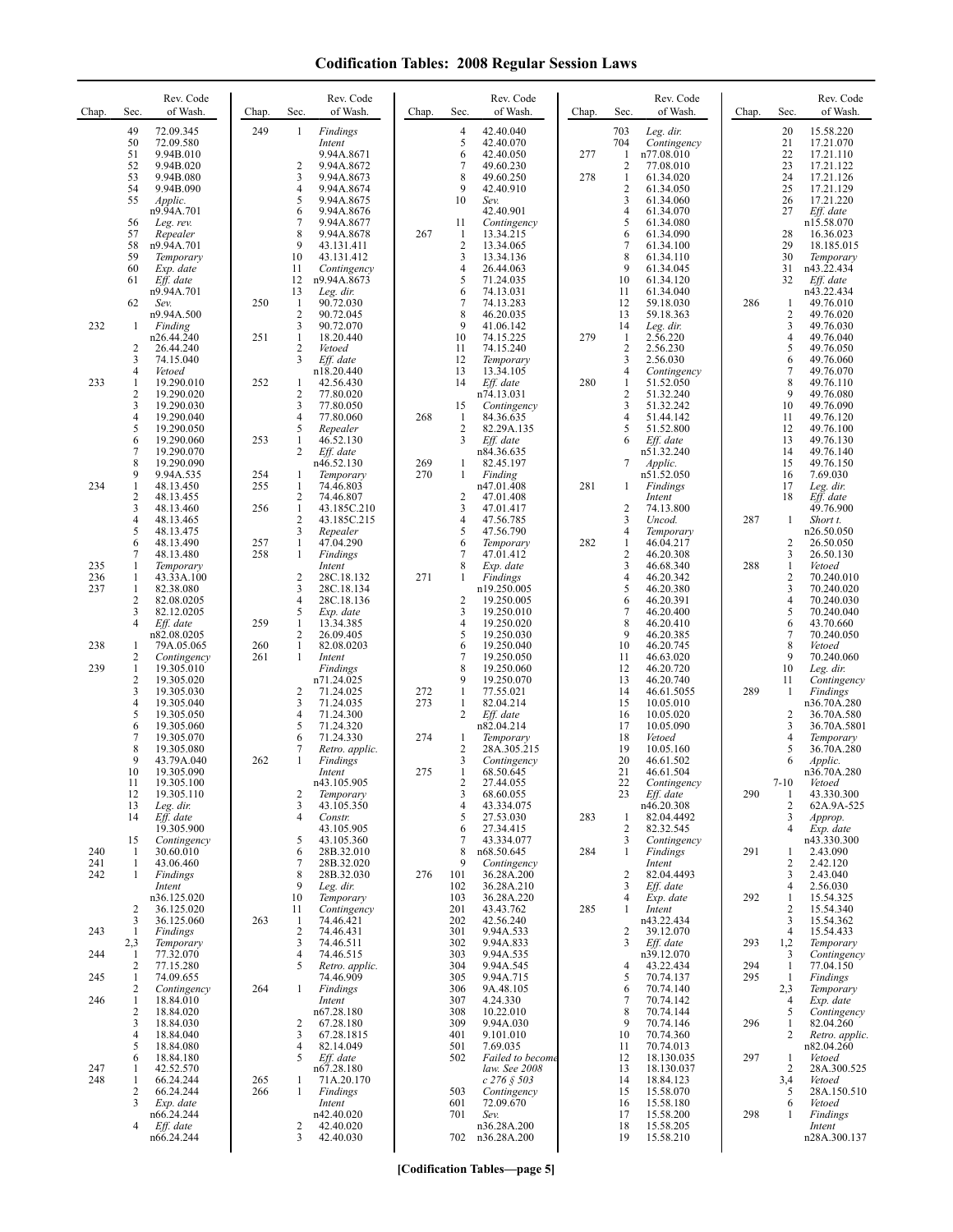# Codification Tables: 2008 Regular Session Laws

| Chap. | Sec. | Rev. Code of Wash. |
|---|---|---|
| | 49 | 72.09.345 |
| | 50 | 72.09.580 |
| | 51 | 9.94B.010 |
| | 52 | 9.94B.020 |
| | 53 | 9.94B.080 |
| | 54 | 9.94B.090 |
| | 55 | *Applic.* n9.94A.701 |
| | 56 | *Leg. rev.* |
| | 57 | *Repealer* |
| | 58 | n9.94A.701 |
| | 59 | *Temporary* |
| | 60 | *Exp. date* |
| | 61 | *Eff. date* n9.94A.701 |
| | 62 | *Sev.* n9.94A.500 |
| 232 | 1 | *Finding* n26.44.240 |
| | 2 | 26.44.240 |
| | 3 | 74.15.040 |
| | 4 | *Vetoed* |
| 233 | 1 | 19.290.010 |
| | 2 | 19.290.020 |
| | 3 | 19.290.030 |
| | 4 | 19.290.040 |
| | 5 | 19.290.050 |
| | 6 | 19.290.060 |
| | 7 | 19.290.070 |
| | 8 | 19.290.090 |
| | 9 | 9.94A.535 |
| 234 | 1 | 48.13.450 |
| | 2 | 48.13.455 |
| | 3 | 48.13.460 |
| | 4 | 48.13.465 |
| | 5 | 48.13.475 |
| | 6 | 48.13.490 |
| | 7 | 48.13.480 |
| 235 | 1 | *Temporary* |
| 236 | 1 | 43.33A.100 |
| 237 | 1 | 82.38.080 |
| | 2 | 82.08.0205 |
| | 3 | 82.12.0205 |
| | 4 | *Eff. date* n82.08.0205 |
| 238 | 1 | 79A.05.065 |
| | 2 | *Contingency* |
| 239 | 1 | 19.305.010 |
| | 2 | 19.305.020 |
| | 3 | 19.305.030 |
| | 4 | 19.305.040 |
| | 5 | 19.305.050 |
| | 6 | 19.305.060 |
| | 7 | 19.305.070 |
| | 8 | 19.305.080 |
| | 9 | 43.79A.040 |
| | 10 | 19.305.090 |
| | 11 | 19.305.100 |
| | 12 | 19.305.110 |
| | 13 | *Leg. dir.* |
| | 14 | *Eff. date* 19.305.900 |
| | 15 | *Contingency* |
| 240 | 1 | 30.60.010 |
| 241 | 1 | 43.06.460 |
| 242 | 1 | *Findings Intent* n36.125.020 |
| | 2 | 36.125.020 |
| | 3 | 36.125.060 |
| 243 | 1 | *Findings* |
| | 2,3 | *Temporary* |
| 244 | 1 | 77.32.070 |
| | 2 | 77.15.280 |
| 245 | 1 | 74.09.655 |
| | 2 | *Contingency* |
| 246 | 1 | 18.84.010 |
| | 2 | 18.84.020 |
| | 3 | 18.84.030 |
| | 4 | 18.84.040 |
| | 5 | 18.84.080 |
| | 6 | 18.84.180 |
| 247 | 1 | 42.52.570 |
| 248 | 1 | 66.24.244 |
| | 2 | 66.24.244 |
| | 3 | *Exp. date* n66.24.244 |
| | 4 | *Eff. date* n66.24.244 |
| 249 | 1 | *Findings Intent* 9.94A.8671 |
| | 2 | 9.94A.8672 |
| | 3 | 9.94A.8673 |
| | 4 | 9.94A.8674 |
| | 5 | 9.94A.8675 |
| | 6 | 9.94A.8676 |
| | 7 | 9.94A.8677 |
| | 8 | 9.94A.8678 |
| | 9 | 43.131.411 |
| | 10 | 43.131.412 |
| | 11 | *Contingency* |
| | 12 | n9.94A.8673 |
| | 13 | *Leg. dir.* |
| 250 | 1 | 90.72.030 |
| | 2 | 90.72.045 |
| | 3 | 90.72.070 |
| 251 | 1 | 18.20.440 |
| | 2 | *Vetoed* |
| | 3 | *Eff. date* n18.20.440 |
| 252 | 1 | 42.56.430 |
| | 2 | 77.80.020 |
| | 3 | 77.80.050 |
| | 4 | 77.80.060 |
| | 5 | *Repealer* |
| 253 | 1 | 46.52.130 |
| | 2 | *Eff. date* n46.52.130 |
| 254 | 1 | *Temporary* |
| 255 | 1 | 74.46.803 |
| | 2 | 74.46.807 |
| 256 | 1 | 43.185C.210 |
| | 2 | 43.185C.215 |
| | 3 | *Repealer* |
| 257 | 1 | 47.04.290 |
| 258 | 1 | *Findings Intent* |
| | 2 | 28C.18.132 |
| | 3 | 28C.18.134 |
| | 4 | 28C.18.136 |
| | 5 | *Exp. date* |
| 259 | 1 | 13.34.385 |
| | 2 | 26.09.405 |
| 260 | 1 | 82.08.0203 |
| 261 | 1 | *Intent Findings* n71.24.025 |
| | 2 | 71.24.025 |
| | 3 | 71.24.035 |
| | 4 | 71.24.300 |
| | 5 | 71.24.320 |
| | 6 | 71.24.330 |
| | 7 | *Retro. applic.* |
| 262 | 1 | *Findings Intent* n43.105.905 |
| | 2 | *Temporary* |
| | 3 | 43.105.350 |
| | 4 | *Constr.* 43.105.905 |
| | 5 | 43.105.360 |
| | 6 | 28B.32.010 |
| | 7 | 28B.32.020 |
| | 8 | 28B.32.030 |
| | 9 | *Leg. dir.* |
| | 10 | *Temporary* |
| | 11 | *Contingency* |
| 263 | 1 | 74.46.421 |
| | 2 | 74.46.431 |
| | 3 | 74.46.511 |
| | 4 | 74.46.515 |
| | 5 | *Retro. applic.* 74.46.909 |
| 264 | 1 | *Findings Intent* n67.28.180 |
| | 2 | 67.28.180 |
| | 3 | 67.28.1815 |
| | 4 | 82.14.049 |
| | 5 | *Eff. date* n67.28.180 |
| 265 | 1 | 71A.20.170 |
| 266 | 1 | *Findings Intent* n42.40.020 |
| | 2 | 42.40.020 |
| | 3 | 42.40.030 |
| | 4 | 42.40.040 |
| | 5 | 42.40.070 |
| | 6 | 42.40.050 |
| | 7 | 49.60.230 |
| | 8 | 49.60.250 |
| | 9 | 42.40.910 |
| | 10 | *Sev.* 42.40.901 |
| | 11 | *Contingency* |
| 267 | 1 | 13.34.215 |
| | 2 | 13.34.065 |
| | 3 | 13.34.136 |
| | 4 | 26.44.063 |
| | 5 | 71.24.035 |
| | 6 | 74.13.031 |
| | 7 | 74.13.283 |
| | 8 | 46.20.035 |
| | 9 | 41.06.142 |
| | 10 | 74.15.225 |
| | 11 | 74.15.240 |
| | 12 | *Temporary* |
| | 13 | 13.34.105 |
| | 14 | *Eff. date* n74.13.031 |
| | 15 | *Contingency* |
| 268 | 1 | 84.36.635 |
| | 2 | 82.29A.135 |
| | 3 | *Eff. date* n84.36.635 |
| 269 | 1 | 82.45.197 |
| 270 | 1 | *Finding* n47.01.408 |
| | 2 | 47.01.408 |
| | 3 | 47.01.417 |
| | 4 | 47.56.785 |
| | 5 | 47.56.790 |
| | 6 | *Temporary* |
| | 7 | 47.01.412 |
| | 8 | *Exp. date* |
| 271 | 1 | *Findings* n19.250.005 |
| | 2 | 19.250.005 |
| | 3 | 19.250.010 |
| | 4 | 19.250.020 |
| | 5 | 19.250.030 |
| | 6 | 19.250.040 |
| | 7 | 19.250.050 |
| | 8 | 19.250.060 |
| | 9 | 19.250.070 |
| 272 | 1 | 77.55.021 |
| 273 | 1 | 82.04.214 |
| | 2 | *Eff. date* n82.04.214 |
| 274 | 1 | *Temporary* |
| | 2 | 28A.305.215 |
| | 3 | *Contingency* |
| 275 | 1 | 68.50.645 |
| | 2 | 27.44.055 |
| | 3 | 68.60.055 |
| | 4 | 43.334.075 |
| | 5 | 27.53.030 |
| | 6 | 27.34.415 |
| | 7 | 43.334.077 |
| | 8 | n68.50.645 |
| | 9 | *Contingency* |
| 276 | 101 | 36.28A.200 |
| | 102 | 36.28A.210 |
| | 103 | 36.28A.220 |
| | 201 | 43.43.762 |
| | 202 | 42.56.240 |
| | 301 | 9.94A.533 |
| | 302 | 9.94A.833 |
| | 303 | 9.94A.535 |
| | 304 | 9.94A.545 |
| | 305 | 9.94A.715 |
| | 306 | 9A.48.105 |
| | 307 | 4.24.330 |
| | 308 | 10.22.010 |
| | 309 | 9.94A.030 |
| | 401 | 9.101.010 |
| | 501 | 7.69.035 |
| | 502 | *Failed to become law. See 2008 c 276 § 503* |
| | 503 | *Contingency* |
| | 601 | 72.09.670 |
| | 701 | *Sev.* n36.28A.200 |
| | 702 | n36.28A.200 |
| | 703 | *Leg. dir.* |
| | 704 | *Contingency* |
| 277 | 1 | n77.08.010 |
| | 2 | 77.08.010 |
| 278 | 1 | 61.34.020 |
| | 2 | 61.34.050 |
| | 3 | 61.34.060 |
| | 4 | 61.34.070 |
| | 5 | 61.34.080 |
| | 6 | 61.34.090 |
| | 7 | 61.34.100 |
| | 8 | 61.34.110 |
| | 9 | 61.34.045 |
| | 10 | 61.34.120 |
| | 11 | 61.34.040 |
| | 12 | 59.18.030 |
| | 13 | 59.18.363 |
| | 14 | *Leg. dir.* |
| 279 | 1 | 2.56.220 |
| | 2 | 2.56.230 |
| | 3 | 2.56.030 |
| | 4 | *Contingency* |
| 280 | 1 | 51.52.050 |
| | 2 | 51.32.240 |
| | 3 | 51.32.242 |
| | 4 | 51.44.142 |
| | 5 | 51.52.800 |
| | 6 | *Eff. date* n51.32.240 |
| | 7 | *Applic.* n51.52.050 |
| 281 | 1 | *Findings Intent* |
| | 2 | 74.13.800 |
| | 3 | *Uncod.* |
| | 4 | *Temporary* |
| 282 | 1 | 46.04.217 |
| | 2 | 46.20.308 |
| | 3 | 46.68.340 |
| | 4 | 46.20.342 |
| | 5 | 46.20.380 |
| | 6 | 46.20.391 |
| | 7 | 46.20.400 |
| | 8 | 46.20.410 |
| | 9 | 46.20.385 |
| | 10 | 46.20.745 |
| | 11 | 46.63.020 |
| | 12 | 46.20.720 |
| | 13 | 46.20.740 |
| | 14 | 46.61.5055 |
| | 15 | 10.05.010 |
| | 16 | 10.05.020 |
| | 17 | 10.05.090 |
| | 18 | *Vetoed* |
| | 19 | 10.05.160 |
| | 20 | 46.61.502 |
| | 21 | 46.61.504 |
| | 22 | *Contingency* |
| | 23 | *Eff. date* n46.20.308 |
| 283 | 1 | 82.04.4492 |
| | 2 | 82.32.545 |
| | 3 | *Contingency* |
| 284 | 1 | *Findings Intent* |
| | 2 | 82.04.4493 |
| | 3 | *Eff. date* |
| | 4 | *Exp. date* |
| 285 | 1 | *Intent* n43.22.434 |
| | 2 | 39.12.070 |
| | 3 | *Eff. date* n39.12.070 |
| | 4 | 43.22.434 |
| | 5 | 70.74.137 |
| | 6 | 70.74.140 |
| | 7 | 70.74.142 |
| | 8 | 70.74.144 |
| | 9 | 70.74.146 |
| | 10 | 70.74.360 |
| | 11 | 70.74.013 |
| | 12 | 18.130.035 |
| | 13 | 18.130.037 |
| | 14 | 18.84.123 |
| | 15 | 15.58.070 |
| | 16 | 15.58.180 |
| | 17 | 15.58.200 |
| | 18 | 15.58.205 |
| | 19 | 15.58.210 |
| | 20 | 15.58.220 |
| | 21 | 17.21.070 |
| | 22 | 17.21.110 |
| | 23 | 17.21.122 |
| | 24 | 17.21.126 |
| | 25 | 17.21.129 |
| | 26 | 17.21.220 |
| | 27 | *Eff. date* n15.58.070 |
| | 28 | 16.36.023 |
| | 29 | 18.185.015 |
| | 30 | *Temporary* |
| | 31 | n43.22.434 |
| | 32 | *Eff. date* n43.22.434 |
| 286 | 1 | 49.76.010 |
| | 2 | 49.76.020 |
| | 3 | 49.76.030 |
| | 4 | 49.76.040 |
| | 5 | 49.76.050 |
| | 6 | 49.76.060 |
| | 7 | 49.76.070 |
| | 8 | 49.76.110 |
| | 9 | 49.76.080 |
| | 10 | 49.76.090 |
| | 11 | 49.76.120 |
| | 12 | 49.76.100 |
| | 13 | 49.76.130 |
| | 14 | 49.76.140 |
| | 15 | 49.76.150 |
| | 16 | 7.69.030 |
| | 17 | *Leg. dir.* |
| | 18 | *Eff. date* 49.76.900 |
| 287 | 1 | *Short t.* n26.50.050 |
| | 2 | 26.50.050 |
| | 3 | 26.50.130 |
| 288 | 1 | *Vetoed* |
| | 2 | 70.240.010 |
| | 3 | 70.240.020 |
| | 4 | 70.240.030 |
| | 5 | 70.240.040 |
| | 6 | 43.70.660 |
| | 7 | 70.240.050 |
| | 8 | *Vetoed* |
| | 9 | 70.240.060 |
| | 10 | *Leg. dir.* |
| | 11 | *Contingency* |
| 289 | 1 | *Findings* n36.70A.280 |
| | 2 | 36.70A.580 |
| | 3 | 36.70A.5801 |
| | 4 | *Temporary* |
| | 5 | 36.70A.280 |
| | 6 | *Applic.* n36.70A.280 |
| | 7-10 | *Vetoed* |
| 290 | 1 | 43.330.300 |
| | 2 | 62A.9A-525 |
| | 3 | *Approp.* |
| | 4 | *Exp. date* n43.330.300 |
| 291 | 1 | 2.43.090 |
| | 2 | 2.42.120 |
| | 3 | 2.43.040 |
| | 4 | 2.56.030 |
| 292 | 1 | 15.54.325 |
| | 2 | 15.54.340 |
| | 3 | 15.54.362 |
| | 4 | 15.54.433 |
| 293 | 1,2 | *Temporary* |
| | 3 | *Contingency* |
| 294 | 1 | 77.04.150 |
| 295 | 1 | *Findings* |
| | 2,3 | *Temporary* |
| | 4 | *Exp. date* |
| | 5 | *Contingency* |
| 296 | 1 | 82.04.260 |
| | 2 | *Retro. applic.* n82.04.260 |
| 297 | 1 | *Vetoed* |
| | 2 | 28A.300.525 |
| | 3,4 | *Vetoed* |
| | 5 | 28A.150.510 |
| | 6 | *Vetoed* |
| 298 | 1 | *Findings Intent* n28A.300.137 |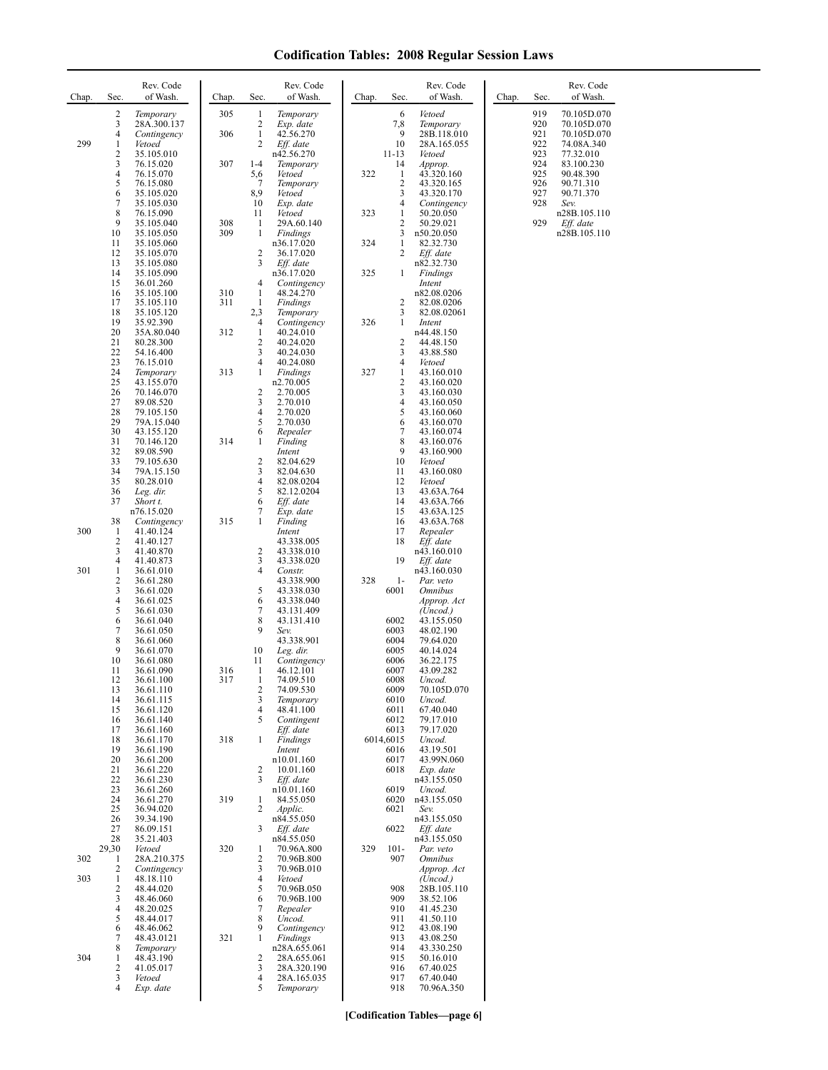# Codification Tables: 2008 Regular Session Laws

| Chap. | Sec. | Rev. Code of Wash. |
|---|---|---|
| | 2 | *Temporary* |
| | 3 | 28A.300.137 |
| | 4 | *Contingency* |
| 299 | 1 | *Vetoed* |
| | 2 | 35.105.010 |
| | 3 | 76.15.020 |
| | 4 | 76.15.070 |
| | 5 | 76.15.080 |
| | 6 | 35.105.020 |
| | 7 | 35.105.030 |
| | 8 | 76.15.090 |
| | 9 | 35.105.040 |
| | 10 | 35.105.050 |
| | 11 | 35.105.060 |
| | 12 | 35.105.070 |
| | 13 | 35.105.080 |
| | 14 | 35.105.090 |
| | 15 | 36.01.260 |
| | 16 | 35.105.100 |
| | 17 | 35.105.110 |
| | 18 | 35.105.120 |
| | 19 | 35.92.390 |
| | 20 | 35A.80.040 |
| | 21 | 80.28.300 |
| | 22 | 54.16.400 |
| | 23 | 76.15.010 |
| | 24 | *Temporary* |
| | 25 | 43.155.070 |
| | 26 | 70.146.070 |
| | 27 | 89.08.520 |
| | 28 | 79.105.150 |
| | 29 | 79A.15.040 |
| | 30 | 43.155.120 |
| | 31 | 70.146.120 |
| | 32 | 89.08.590 |
| | 33 | 79.105.630 |
| | 34 | 79A.15.150 |
| | 35 | 80.28.010 |
| | 36 | *Leg. dir.* |
| | 37 | *Short t.* n76.15.020 |
| | 38 | *Contingency* |
| 300 | 1 | 41.40.124 |
| | 2 | 41.40.127 |
| | 3 | 41.40.870 |
| | 4 | 41.40.873 |
| 301 | 1 | 36.61.010 |
| | 2 | 36.61.280 |
| | 3 | 36.61.020 |
| | 4 | 36.61.025 |
| | 5 | 36.61.030 |
| | 6 | 36.61.040 |
| | 7 | 36.61.050 |
| | 8 | 36.61.060 |
| | 9 | 36.61.070 |
| | 10 | 36.61.080 |
| | 11 | 36.61.090 |
| | 12 | 36.61.100 |
| | 13 | 36.61.110 |
| | 14 | 36.61.115 |
| | 15 | 36.61.120 |
| | 16 | 36.61.140 |
| | 17 | 36.61.160 |
| | 18 | 36.61.170 |
| | 19 | 36.61.190 |
| | 20 | 36.61.200 |
| | 21 | 36.61.220 |
| | 22 | 36.61.230 |
| | 23 | 36.61.260 |
| | 24 | 36.61.270 |
| | 25 | 36.94.020 |
| | 26 | 39.34.190 |
| | 27 | 86.09.151 |
| | 28 | 35.21.403 |
| | 29,30 | *Vetoed* |
| 302 | 1 | 28A.210.375 |
| | 2 | *Contingency* |
| 303 | 1 | 48.18.110 |
| | 2 | 48.44.020 |
| | 3 | 48.46.060 |
| | 4 | 48.20.025 |
| | 5 | 48.44.017 |
| | 6 | 48.46.062 |
| | 7 | 48.43.0121 |
| | 8 | *Temporary* |
| 304 | 1 | 48.43.190 |
| | 2 | 41.05.017 |
| | 3 | *Vetoed* |
| | 4 | *Exp. date* |
| 305 | 1 | *Temporary* |
| | 2 | *Exp. date* |
| 306 | 1 | 42.56.270 |
| | 2 | *Eff. date* n42.56.270 |
| 307 | 1-4 | *Temporary* |
| | 5,6 | *Vetoed* |
| | 7 | *Temporary* |
| | 8,9 | *Vetoed* |
| | 10 | *Exp. date* |
| | 11 | *Vetoed* |
| 308 | 1 | 29A.60.140 |
| 309 | 1 | *Findings* n36.17.020 |
| | 2 | 36.17.020 |
| | 3 | *Eff. date* n36.17.020 |
| | 4 | *Contingency* |
| 310 | 1 | 48.24.270 |
| 311 | 1 | *Findings* |
| | 2,3 | *Temporary* |
| | 4 | *Contingency* |
| 312 | 1 | 40.24.010 |
| | 2 | 40.24.020 |
| | 3 | 40.24.030 |
| | 4 | 40.24.080 |
| 313 | 1 | *Findings* n2.70.005 |
| | 2 | 2.70.005 |
| | 3 | 2.70.010 |
| | 4 | 2.70.020 |
| | 5 | 2.70.030 |
| | 6 | *Repealer* |
| 314 | 1 | *Finding Intent* |
| | 2 | 82.04.629 |
| | 3 | 82.04.630 |
| | 4 | 82.08.0204 |
| | 5 | 82.12.0204 |
| | 6 | *Eff. date* |
| | 7 | *Exp. date* |
| 315 | 1 | *Finding Intent* 43.338.005 |
| | 2 | 43.338.010 |
| | 3 | 43.338.020 |
| | 4 | *Constr.* 43.338.900 |
| | 5 | 43.338.030 |
| | 6 | 43.338.040 |
| | 7 | 43.131.409 |
| | 8 | 43.131.410 |
| | 9 | *Sev.* 43.338.901 |
| | 10 | *Leg. dir.* |
| | 11 | *Contingency* |
| 316 | 1 | 46.12.101 |
| 317 | 1 | 74.09.510 |
| | 2 | 74.09.530 |
| | 3 | *Temporary* |
| | 4 | 48.41.100 |
| | 5 | *Contingent Eff. date* |
| 318 | 1 | *Findings Intent* n10.01.160 |
| | 2 | 10.01.160 |
| | 3 | *Eff. date* n10.01.160 |
| 319 | 1 | 84.55.050 |
| | 2 | *Applic.* n84.55.050 |
| | 3 | *Eff. date* n84.55.050 |
| 320 | 1 | 70.96A.800 |
| | 2 | 70.96B.800 |
| | 3 | 70.96B.010 |
| | 4 | *Vetoed* |
| | 5 | 70.96B.050 |
| | 6 | 70.96B.100 |
| | 7 | *Repealer* |
| | 8 | *Uncod.* |
| | 9 | *Contingency* |
| 321 | 1 | *Findings* n28A.655.061 |
| | 2 | 28A.655.061 |
| | 3 | 28A.320.190 |
| | 4 | 28A.165.035 |
| | 5 | *Temporary* |
| | 6 | *Vetoed* |
| | 7,8 | *Temporary* |
| | 9 | 28B.118.010 |
| | 10 | 28A.165.055 |
| | 11-13 | *Vetoed* |
| | 14 | *Approp.* |
| 322 | 1 | 43.320.160 |
| | 2 | 43.320.165 |
| | 3 | 43.320.170 |
| | 4 | *Contingency* |
| 323 | 1 | 50.20.050 |
| | 2 | 50.29.021 |
| | 3 | n50.20.050 |
| 324 | 1 | 82.32.730 |
| | 2 | *Eff. date* n82.32.730 |
| 325 | 1 | *Findings Intent* n82.08.0206 |
| | 2 | 82.08.0206 |
| | 3 | 82.08.02061 |
| 326 | 1 | *Intent* n44.48.150 |
| | 2 | 44.48.150 |
| | 3 | 43.88.580 |
| | 4 | *Vetoed* |
| 327 | 1 | 43.160.010 |
| | 2 | 43.160.020 |
| | 3 | 43.160.030 |
| | 4 | 43.160.050 |
| | 5 | 43.160.060 |
| | 6 | 43.160.070 |
| | 7 | 43.160.074 |
| | 8 | 43.160.076 |
| | 9 | 43.160.900 |
| | 10 | *Vetoed* |
| | 11 | 43.160.080 |
| | 12 | *Vetoed* |
| | 13 | 43.63A.764 |
| | 14 | 43.63A.766 |
| | 15 | 43.63A.125 |
| | 16 | 43.63A.768 |
| | 17 | *Repealer* |
| | 18 | *Eff. date* n43.160.010 |
| | 19 | *Eff. date* n43.160.030 |
| 328 | 1-6001 | *Par. veto Omnibus Approp. Act (Uncod.)* |
| | 6002 | 43.155.050 |
| | 6003 | 48.02.190 |
| | 6004 | 79.64.020 |
| | 6005 | 40.14.024 |
| | 6006 | 36.22.175 |
| | 6007 | 43.09.282 |
| | 6008 | *Uncod.* |
| | 6009 | 70.105D.070 |
| | 6010 | *Uncod.* |
| | 6011 | 67.40.040 |
| | 6012 | 79.17.010 |
| | 6013 | 79.17.020 |
| | 6014,6015 | *Uncod.* |
| | 6016 | 43.19.501 |
| | 6017 | 43.99N.060 |
| | 6018 | *Exp. date* n43.155.050 |
| | 6019 | *Uncod.* |
| | 6020 | n43.155.050 |
| | 6021 | *Sev.* n43.155.050 |
| | 6022 | *Eff. date* n43.155.050 |
| 329 | 101-907 | *Par. veto Omnibus Approp. Act (Uncod.)* |
| | 908 | 28B.105.110 |
| | 909 | 38.52.106 |
| | 910 | 41.45.230 |
| | 911 | 41.50.110 |
| | 912 | 43.08.190 |
| | 913 | 43.08.250 |
| | 914 | 43.330.250 |
| | 915 | 50.16.010 |
| | 916 | 67.40.025 |
| | 917 | 67.40.040 |
| | 918 | 70.96A.350 |
| | 919 | 70.105D.070 |
| | 920 | 70.105D.070 |
| | 921 | 70.105D.070 |
| | 922 | 74.08A.340 |
| | 923 | 77.32.010 |
| | 924 | 83.100.230 |
| | 925 | 90.48.390 |
| | 926 | 90.71.310 |
| | 927 | 90.71.370 |
| | 928 | *Sev.* n28B.105.110 |
| | 929 | *Eff. date* n28B.105.110 |